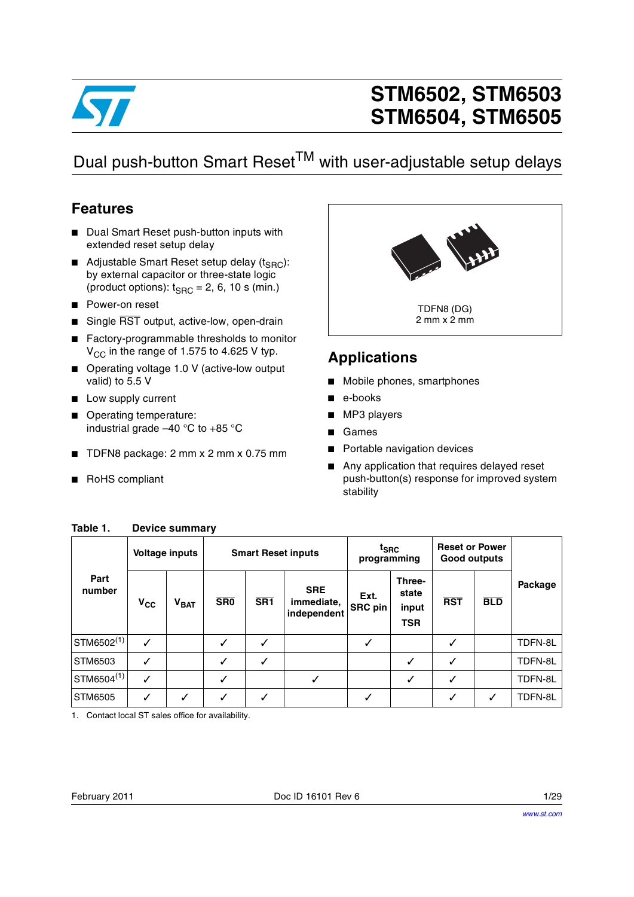# STM6502, STM6503 STM6504, STM6505

## Dual push-button Smart Reset™ with user-adjustable setup delays

## Features

- Dual Smart Reset push-button inputs with extended reset setup delay
- Adjustable Smart Reset setup delay ($t_{SRC}$): by external capacitor or three-state logic (product options): $t_{SRC}$ = 2, 6, 10 s (min.)
- Power-on reset
- Single $\overline{RST}$ output, active-low, open-drain
- Factory-programmable thresholds to monitor $V_{CC}$ in the range of 1.575 to 4.625 V typ.
- Operating voltage 1.0 V (active-low output valid) to 5.5 V
- Low supply current
- Operating temperature: industrial grade –40 °C to +85 °C
- TDFN8 package: 2 mm x 2 mm x 0.75 mm
- RoHS compliant

TDFN8 (DG)
2 mm x 2 mm

## Applications

- Mobile phones, smartphones
- e-books
- MP3 players
- Games
- Portable navigation devices
- Any application that requires delayed reset push-button(s) response for improved system stability

**Table 1. Device summary**

| Part number | Voltage inputs | | Smart Reset inputs | | | $t_{SRC}$ programming | | Reset or Power Good outputs | | Package |
|---|---|---|---|---|---|---|---|---|---|---|
| | $V_{CC}$ | $V_{BAT}$ | $\overline{SR0}$ | $\overline{SR1}$ | SRE immediate, independent | Ext. SRC pin | Three-state input TSR | $\overline{RST}$ | $\overline{BLD}$ | |
| STM6502(1) | ✓ | | ✓ | ✓ | | ✓ | | ✓ | | TDFN-8L |
| STM6503 | ✓ | | ✓ | ✓ | | | ✓ | ✓ | | TDFN-8L |
| STM6504(1) | ✓ | | ✓ | | ✓ | | ✓ | ✓ | | TDFN-8L |
| STM6505 | ✓ | ✓ | ✓ | ✓ | | ✓ | | ✓ | ✓ | TDFN-8L |

1. Contact local ST sales office for availability.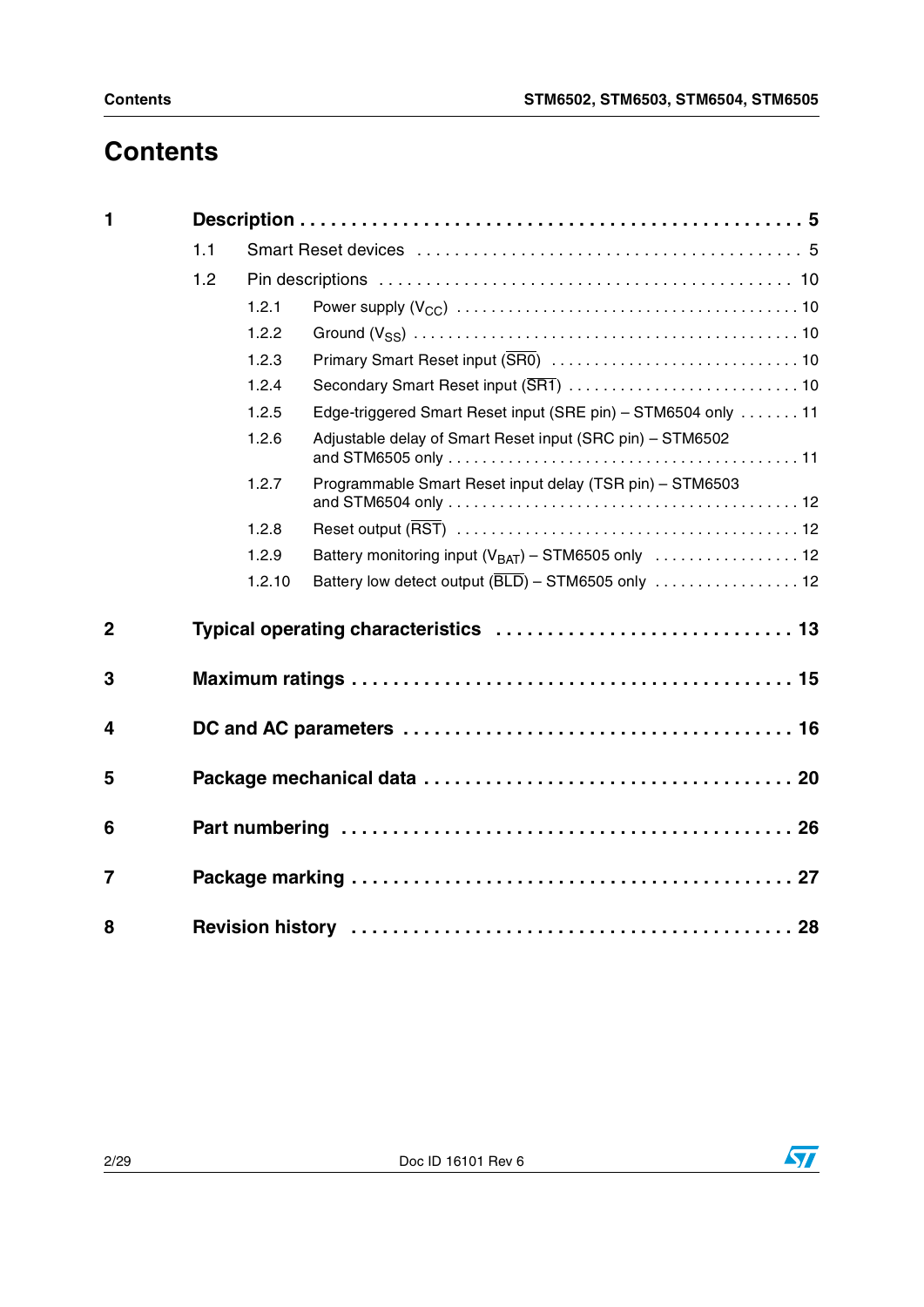# Contents

**1 Description . . . . . . . . . . . . . . . . . . . . . . . . . . . . . . . . . . . . . . . . . . . . 5**

- 1.1 Smart Reset devices . . . . . . . . . . . . . . . . . . . . . . . . . . . . . . . . . . . . . . 5
- 1.2 Pin descriptions . . . . . . . . . . . . . . . . . . . . . . . . . . . . . . . . . . . . . . . . . 10
  - 1.2.1 Power supply ($V_{CC}$) . . . . . . . . . . . . . . . . . . . . . . . . . . . . . . . . . . . . . 10
  - 1.2.2 Ground ($V_{SS}$) . . . . . . . . . . . . . . . . . . . . . . . . . . . . . . . . . . . . . . . . . 10
  - 1.2.3 Primary Smart Reset input ($\overline{SR0}$) . . . . . . . . . . . . . . . . . . . . . . . . . . . 10
  - 1.2.4 Secondary Smart Reset input ($\overline{SR1}$) . . . . . . . . . . . . . . . . . . . . . . . . . 10
  - 1.2.5 Edge-triggered Smart Reset input (SRE pin) – STM6504 only . . . . . . . 11
  - 1.2.6 Adjustable delay of Smart Reset input (SRC pin) – STM6502 and STM6505 only . . . . . . . . . . . . . . . . . . . . . . . . . . . . . . . . . . . . . . . 11
  - 1.2.7 Programmable Smart Reset input delay (TSR pin) – STM6503 and STM6504 only . . . . . . . . . . . . . . . . . . . . . . . . . . . . . . . . . . . . . . . 12
  - 1.2.8 Reset output ($\overline{RST}$) . . . . . . . . . . . . . . . . . . . . . . . . . . . . . . . . . . . . . 12
  - 1.2.9 Battery monitoring input ($V_{BAT}$) – STM6505 only . . . . . . . . . . . . . . . . . 12
  - 1.2.10 Battery low detect output ($\overline{BLD}$) – STM6505 only . . . . . . . . . . . . . . . . 12

**2 Typical operating characteristics . . . . . . . . . . . . . . . . . . . . . . . . . . . . 13**

**3 Maximum ratings . . . . . . . . . . . . . . . . . . . . . . . . . . . . . . . . . . . . . . . . 15**

**4 DC and AC parameters . . . . . . . . . . . . . . . . . . . . . . . . . . . . . . . . . . . . 16**

**5 Package mechanical data . . . . . . . . . . . . . . . . . . . . . . . . . . . . . . . . . . 20**

**6 Part numbering . . . . . . . . . . . . . . . . . . . . . . . . . . . . . . . . . . . . . . . . . 26**

**7 Package marking . . . . . . . . . . . . . . . . . . . . . . . . . . . . . . . . . . . . . . . . 27**

**8 Revision history . . . . . . . . . . . . . . . . . . . . . . . . . . . . . . . . . . . . . . . . 28**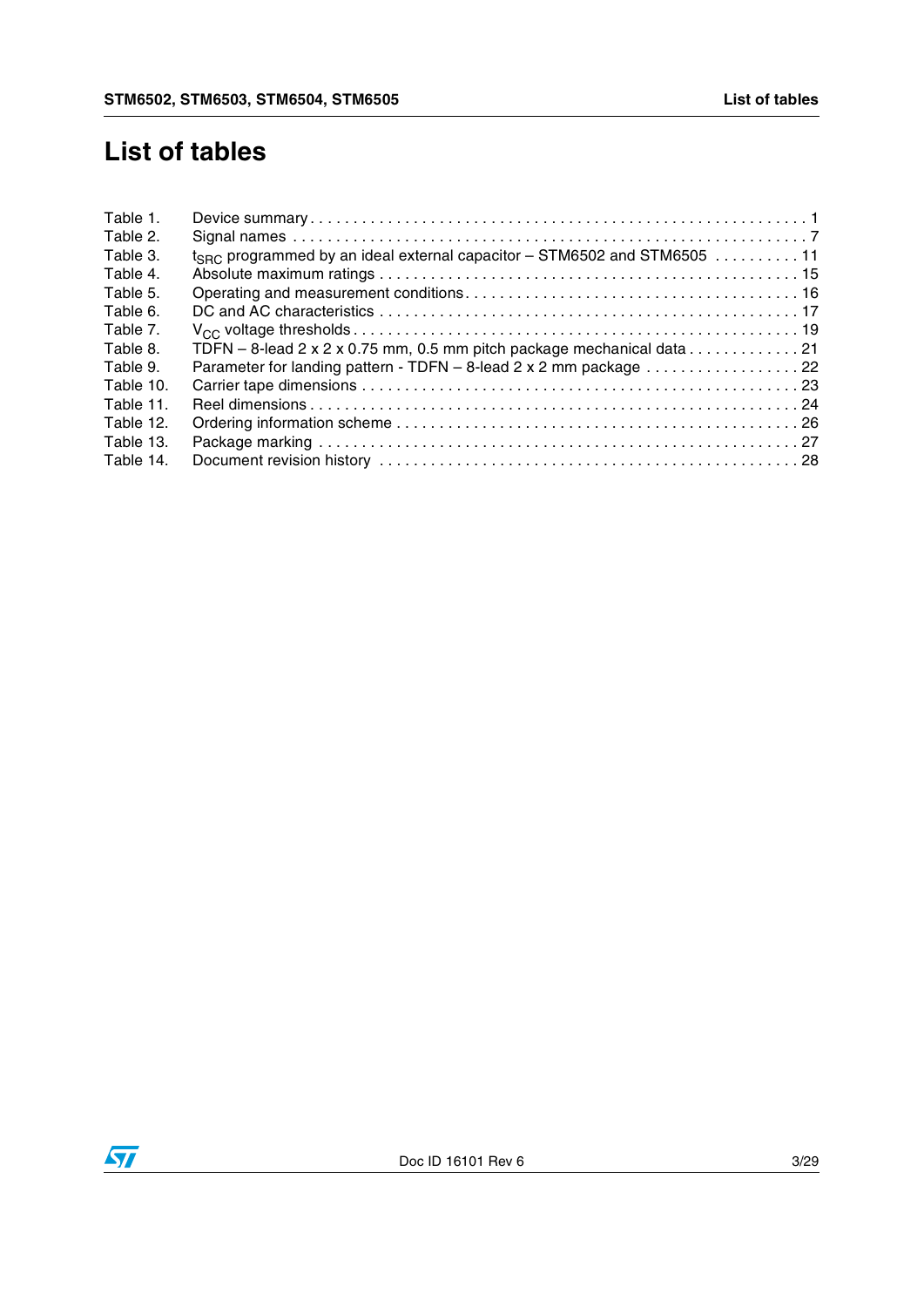# List of tables

| | | |
|---|---|---|
| Table 1. | Device summary | 1 |
| Table 2. | Signal names | 7 |
| Table 3. | $t_{SRC}$ programmed by an ideal external capacitor – STM6502 and STM6505 | 11 |
| Table 4. | Absolute maximum ratings | 15 |
| Table 5. | Operating and measurement conditions | 16 |
| Table 6. | DC and AC characteristics | 17 |
| Table 7. | $V_{CC}$ voltage thresholds | 19 |
| Table 8. | TDFN – 8-lead 2 x 2 x 0.75 mm, 0.5 mm pitch package mechanical data | 21 |
| Table 9. | Parameter for landing pattern - TDFN – 8-lead 2 x 2 mm package | 22 |
| Table 10. | Carrier tape dimensions | 23 |
| Table 11. | Reel dimensions | 24 |
| Table 12. | Ordering information scheme | 26 |
| Table 13. | Package marking | 27 |
| Table 14. | Document revision history | 28 |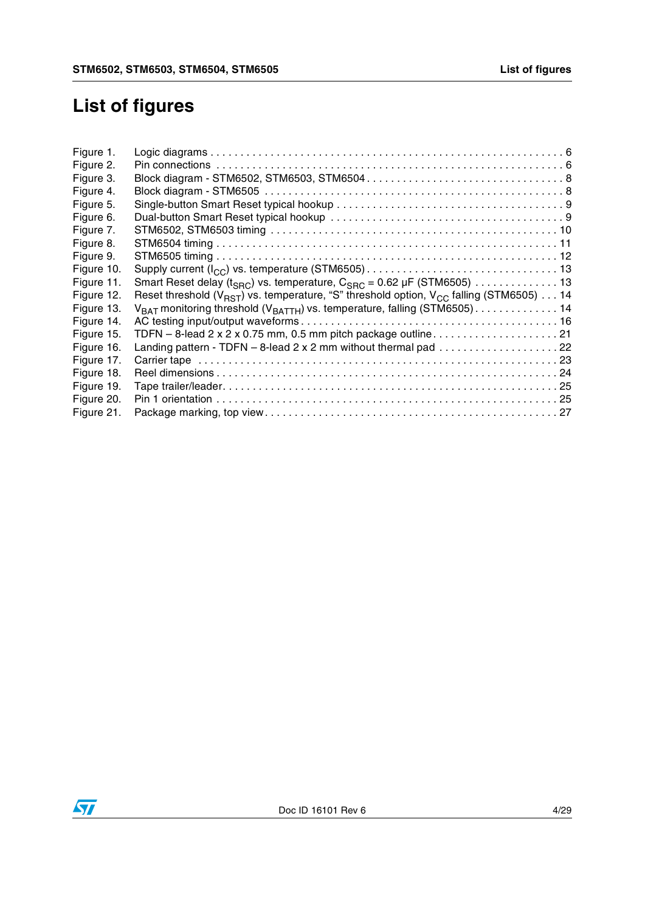# List of figures

Figure 1. Logic diagrams . . . . . . . . . . . . . . . . . . . . . . . . . . . . . . . . . . . . . . . . . . . . . . . . . . . . . . . . . . . 6
Figure 2. Pin connections . . . . . . . . . . . . . . . . . . . . . . . . . . . . . . . . . . . . . . . . . . . . . . . . . . . . . . . . . . 6
Figure 3. Block diagram - STM6502, STM6503, STM6504 . . . . . . . . . . . . . . . . . . . . . . . . . . . . . . . . 8
Figure 4. Block diagram - STM6505 . . . . . . . . . . . . . . . . . . . . . . . . . . . . . . . . . . . . . . . . . . . . . . . . . 8
Figure 5. Single-button Smart Reset typical hookup . . . . . . . . . . . . . . . . . . . . . . . . . . . . . . . . . . . . . 9
Figure 6. Dual-button Smart Reset typical hookup . . . . . . . . . . . . . . . . . . . . . . . . . . . . . . . . . . . . . . 9
Figure 7. STM6502, STM6503 timing . . . . . . . . . . . . . . . . . . . . . . . . . . . . . . . . . . . . . . . . . . . . . . 10
Figure 8. STM6504 timing . . . . . . . . . . . . . . . . . . . . . . . . . . . . . . . . . . . . . . . . . . . . . . . . . . . . . . . 11
Figure 9. STM6505 timing . . . . . . . . . . . . . . . . . . . . . . . . . . . . . . . . . . . . . . . . . . . . . . . . . . . . . . . 12
Figure 10. Supply current ($I_{CC}$) vs. temperature (STM6505) . . . . . . . . . . . . . . . . . . . . . . . . . . . . . . . 13
Figure 11. Smart Reset delay ($t_{SRC}$) vs. temperature, $C_{SRC}$ = 0.62 μF (STM6505) . . . . . . . . . . . . . . 13
Figure 12. Reset threshold ($V_{RST}$) vs. temperature, "S" threshold option, $V_{CC}$ falling (STM6505) . . . 14
Figure 13. $V_{BAT}$ monitoring threshold ($V_{BATTH}$) vs. temperature, falling (STM6505) . . . . . . . . . . . . . . 14
Figure 14. AC testing input/output waveforms . . . . . . . . . . . . . . . . . . . . . . . . . . . . . . . . . . . . . . . . . . 16
Figure 15. TDFN – 8-lead 2 x 2 x 0.75 mm, 0.5 mm pitch package outline . . . . . . . . . . . . . . . . . . . . . 21
Figure 16. Landing pattern - TDFN – 8-lead 2 x 2 mm without thermal pad . . . . . . . . . . . . . . . . . . . . 22
Figure 17. Carrier tape . . . . . . . . . . . . . . . . . . . . . . . . . . . . . . . . . . . . . . . . . . . . . . . . . . . . . . . . . . 23
Figure 18. Reel dimensions . . . . . . . . . . . . . . . . . . . . . . . . . . . . . . . . . . . . . . . . . . . . . . . . . . . . . . . 24
Figure 19. Tape trailer/leader. . . . . . . . . . . . . . . . . . . . . . . . . . . . . . . . . . . . . . . . . . . . . . . . . . . . . . 25
Figure 20. Pin 1 orientation . . . . . . . . . . . . . . . . . . . . . . . . . . . . . . . . . . . . . . . . . . . . . . . . . . . . . . . 25
Figure 21. Package marking, top view . . . . . . . . . . . . . . . . . . . . . . . . . . . . . . . . . . . . . . . . . . . . . . . 27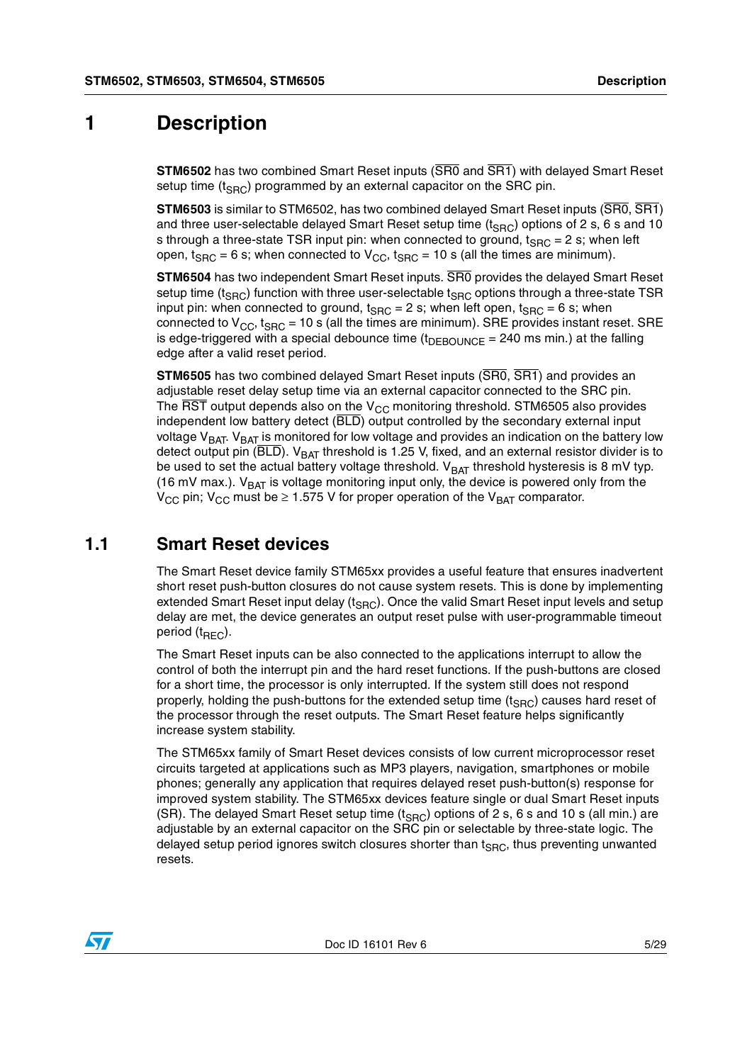# 1 Description

**STM6502** has two combined Smart Reset inputs ($\overline{SR0}$ and $\overline{SR1}$) with delayed Smart Reset setup time ($t_{SRC}$) programmed by an external capacitor on the SRC pin.

**STM6503** is similar to STM6502, has two combined delayed Smart Reset inputs ($\overline{SR0}$, $\overline{SR1}$) and three user-selectable delayed Smart Reset setup time ($t_{SRC}$) options of 2 s, 6 s and 10 s through a three-state TSR input pin: when connected to ground, $t_{SRC}$ = 2 s; when left open, $t_{SRC}$ = 6 s; when connected to $V_{CC}$, $t_{SRC}$ = 10 s (all the times are minimum).

**STM6504** has two independent Smart Reset inputs. $\overline{SR0}$ provides the delayed Smart Reset setup time ($t_{SRC}$) function with three user-selectable $t_{SRC}$ options through a three-state TSR input pin: when connected to ground, $t_{SRC}$ = 2 s; when left open, $t_{SRC}$ = 6 s; when connected to $V_{CC}$, $t_{SRC}$ = 10 s (all the times are minimum). SRE provides instant reset. SRE is edge-triggered with a special debounce time ($t_{DEBOUNCE}$ = 240 ms min.) at the falling edge after a valid reset period.

**STM6505** has two combined delayed Smart Reset inputs ($\overline{SR0}$, $\overline{SR1}$) and provides an adjustable reset delay setup time via an external capacitor connected to the SRC pin. The $\overline{RST}$ output depends also on the $V_{CC}$ monitoring threshold. STM6505 also provides independent low battery detect ($\overline{BLD}$) output controlled by the secondary external input voltage $V_{BAT}$. $V_{BAT}$ is monitored for low voltage and provides an indication on the battery low detect output pin ($\overline{BLD}$). $V_{BAT}$ threshold is 1.25 V, fixed, and an external resistor divider is to be used to set the actual battery voltage threshold. $V_{BAT}$ threshold hysteresis is 8 mV typ. (16 mV max.). $V_{BAT}$ is voltage monitoring input only, the device is powered only from the $V_{CC}$ pin; $V_{CC}$ must be ≥ 1.575 V for proper operation of the $V_{BAT}$ comparator.

## 1.1 Smart Reset devices

The Smart Reset device family STM65xx provides a useful feature that ensures inadvertent short reset push-button closures do not cause system resets. This is done by implementing extended Smart Reset input delay ($t_{SRC}$). Once the valid Smart Reset input levels and setup delay are met, the device generates an output reset pulse with user-programmable timeout period ($t_{REC}$).

The Smart Reset inputs can be also connected to the applications interrupt to allow the control of both the interrupt pin and the hard reset functions. If the push-buttons are closed for a short time, the processor is only interrupted. If the system still does not respond properly, holding the push-buttons for the extended setup time ($t_{SRC}$) causes hard reset of the processor through the reset outputs. The Smart Reset feature helps significantly increase system stability.

The STM65xx family of Smart Reset devices consists of low current microprocessor reset circuits targeted at applications such as MP3 players, navigation, smartphones or mobile phones; generally any application that requires delayed reset push-button(s) response for improved system stability. The STM65xx devices feature single or dual Smart Reset inputs (SR). The delayed Smart Reset setup time ($t_{SRC}$) options of 2 s, 6 s and 10 s (all min.) are adjustable by an external capacitor on the SRC pin or selectable by three-state logic. The delayed setup period ignores switch closures shorter than $t_{SRC}$, thus preventing unwanted resets.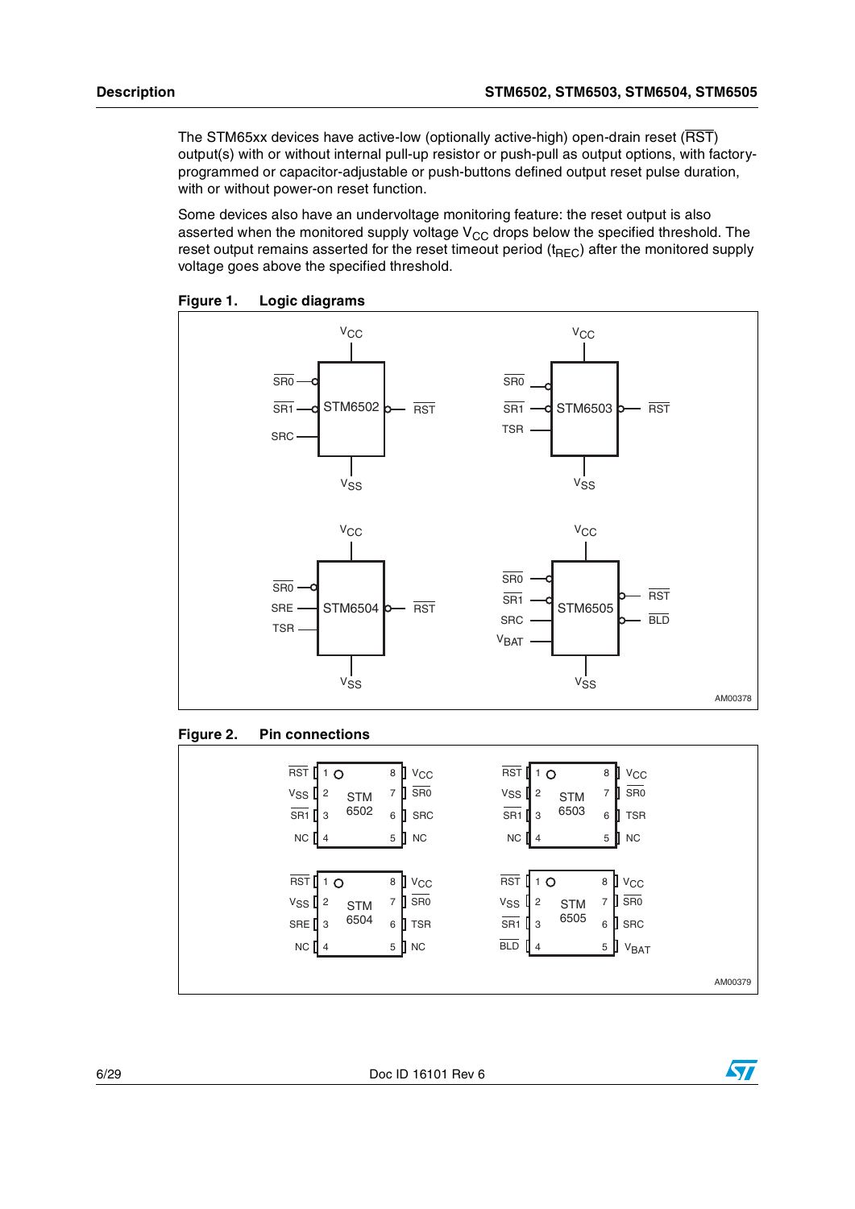The STM65xx devices have active-low (optionally active-high) open-drain reset ($\overline{RST}$) output(s) with or without internal pull-up resistor or push-pull as output options, with factory-programmed or capacitor-adjustable or push-buttons defined output reset pulse duration, with or without power-on reset function.

Some devices also have an undervoltage monitoring feature: the reset output is also asserted when the monitored supply voltage $V_{CC}$ drops below the specified threshold. The reset output remains asserted for the reset timeout period ($t_{REC}$) after the monitored supply voltage goes above the specified threshold.

**Figure 1. Logic diagrams**

**Figure 2. Pin connections**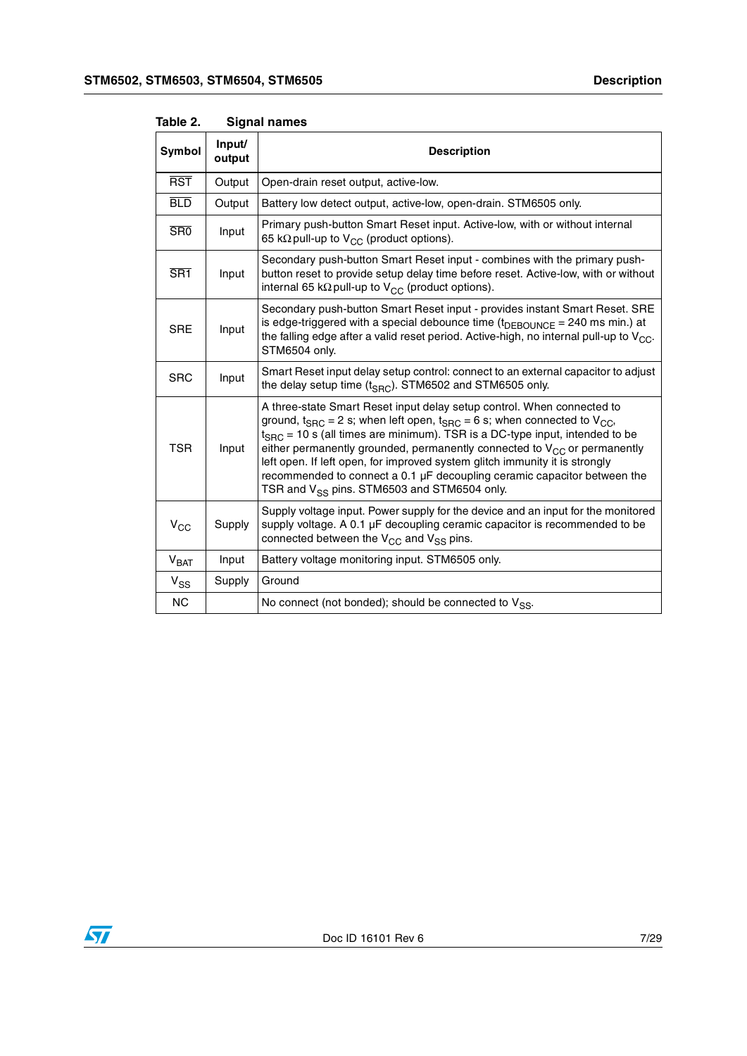Table 2. Signal names

| Symbol | Input/ output | Description |
|---|---|---|
| $\overline{RST}$ | Output | Open-drain reset output, active-low. |
| $\overline{BLD}$ | Output | Battery low detect output, active-low, open-drain. STM6505 only. |
| $\overline{SR0}$ | Input | Primary push-button Smart Reset input. Active-low, with or without internal 65 kΩ pull-up to $V_{CC}$ (product options). |
| $\overline{SR1}$ | Input | Secondary push-button Smart Reset input - combines with the primary push-button reset to provide setup delay time before reset. Active-low, with or without internal 65 kΩ pull-up to $V_{CC}$ (product options). |
| SRE | Input | Secondary push-button Smart Reset input - provides instant Smart Reset. SRE is edge-triggered with a special debounce time ($t_{DEBOUNCE}$ = 240 ms min.) at the falling edge after a valid reset period. Active-high, no internal pull-up to $V_{CC}$. STM6504 only. |
| SRC | Input | Smart Reset input delay setup control: connect to an external capacitor to adjust the delay setup time ($t_{SRC}$). STM6502 and STM6505 only. |
| TSR | Input | A three-state Smart Reset input delay setup control. When connected to ground, $t_{SRC}$ = 2 s; when left open, $t_{SRC}$ = 6 s; when connected to $V_{CC}$, $t_{SRC}$ = 10 s (all times are minimum). TSR is a DC-type input, intended to be either permanently grounded, permanently connected to $V_{CC}$ or permanently left open. If left open, for improved system glitch immunity it is strongly recommended to connect a 0.1 µF decoupling ceramic capacitor between the TSR and $V_{SS}$ pins. STM6503 and STM6504 only. |
| $V_{CC}$ | Supply | Supply voltage input. Power supply for the device and an input for the monitored supply voltage. A 0.1 µF decoupling ceramic capacitor is recommended to be connected between the $V_{CC}$ and $V_{SS}$ pins. |
| $V_{BAT}$ | Input | Battery voltage monitoring input. STM6505 only. |
| $V_{SS}$ | Supply | Ground |
| NC | | No connect (not bonded); should be connected to $V_{SS}$. |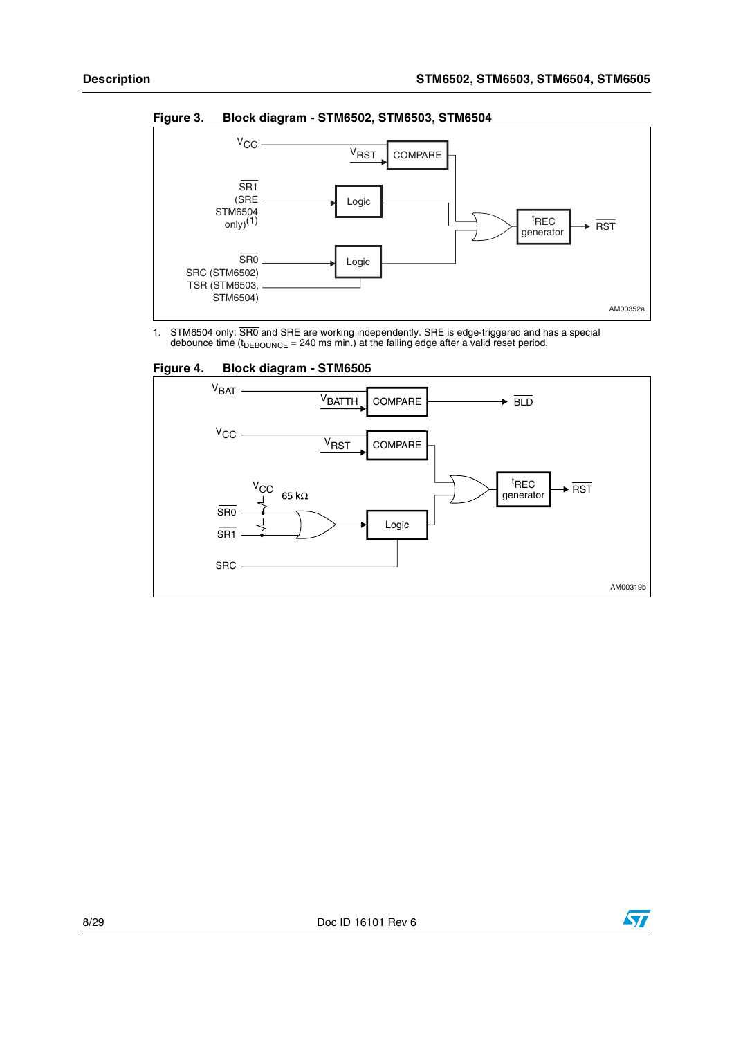Figure 3. Block diagram - STM6502, STM6503, STM6504

1. STM6504 only: $\overline{SR0}$ and SRE are working independently. SRE is edge-triggered and has a special debounce time ($t_{DEBOUNCE}$ = 240 ms min.) at the falling edge after a valid reset period.

Figure 4. Block diagram - STM6505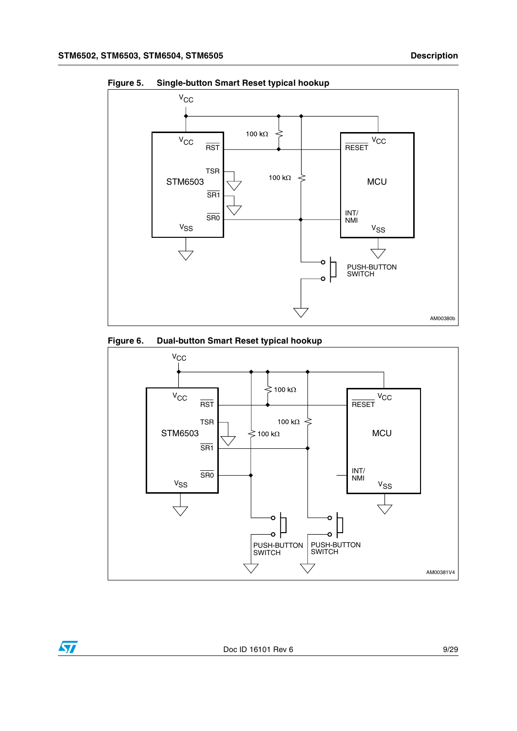Figure 5. Single-button Smart Reset typical hookup

Figure 6. Dual-button Smart Reset typical hookup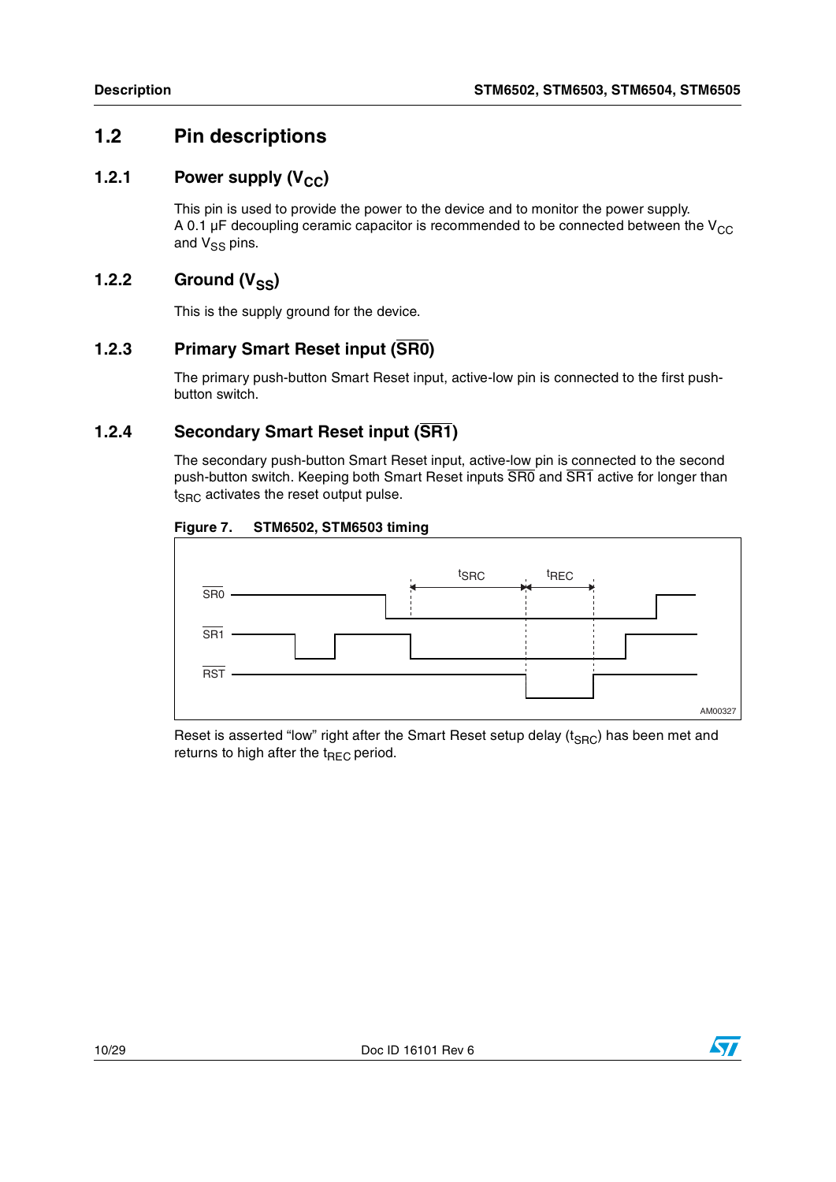## 1.2 Pin descriptions

### 1.2.1 Power supply ($V_{CC}$)

This pin is used to provide the power to the device and to monitor the power supply. A 0.1 µF decoupling ceramic capacitor is recommended to be connected between the $V_{CC}$ and $V_{SS}$ pins.

### 1.2.2 Ground ($V_{SS}$)

This is the supply ground for the device.

### 1.2.3 Primary Smart Reset input ($\overline{SR0}$)

The primary push-button Smart Reset input, active-low pin is connected to the first push-button switch.

### 1.2.4 Secondary Smart Reset input ($\overline{SR1}$)

The secondary push-button Smart Reset input, active-low pin is connected to the second push-button switch. Keeping both Smart Reset inputs $\overline{SR0}$ and $\overline{SR1}$ active for longer than $t_{SRC}$ activates the reset output pulse.

**Figure 7. STM6502, STM6503 timing**

Reset is asserted "low" right after the Smart Reset setup delay ($t_{SRC}$) has been met and returns to high after the $t_{REC}$ period.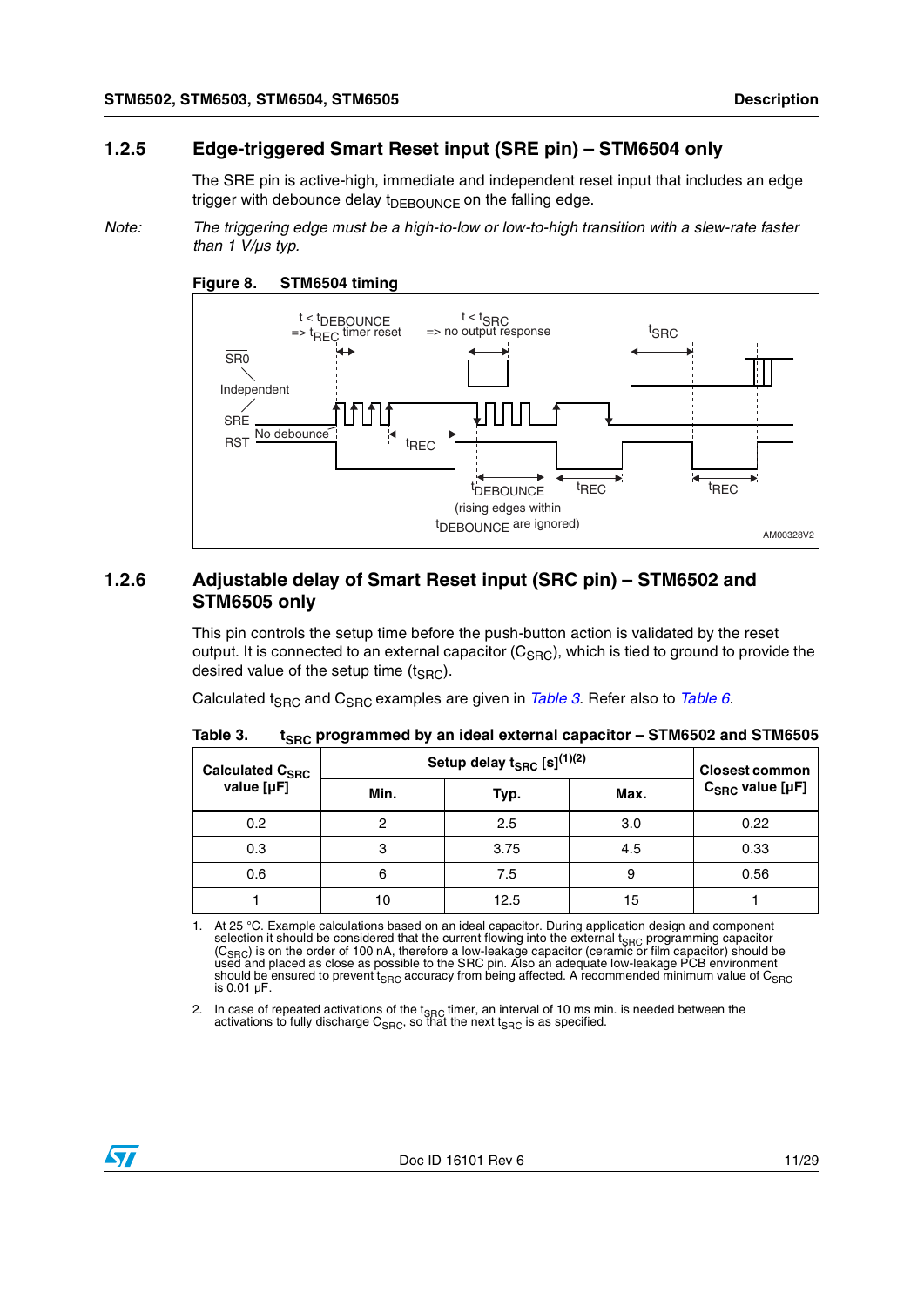### 1.2.5 Edge-triggered Smart Reset input (SRE pin) – STM6504 only

The SRE pin is active-high, immediate and independent reset input that includes an edge trigger with debounce delay $t_{DEBOUNCE}$ on the falling edge.

*Note: The triggering edge must be a high-to-low or low-to-high transition with a slew-rate faster than 1 V/µs typ.*

**Figure 8. STM6504 timing**

### 1.2.6 Adjustable delay of Smart Reset input (SRC pin) – STM6502 and STM6505 only

This pin controls the setup time before the push-button action is validated by the reset output. It is connected to an external capacitor ($C_{SRC}$), which is tied to ground to provide the desired value of the setup time ($t_{SRC}$).

Calculated $t_{SRC}$ and $C_{SRC}$ examples are given in *Table 3*. Refer also to *Table 6*.

**Table 3. $t_{SRC}$ programmed by an ideal external capacitor – STM6502 and STM6505**

| Calculated $C_{SRC}$ value [µF] | Setup delay $t_{SRC}$ [s][(1)(2)] | | | Closest common $C_{SRC}$ value [µF] |
|---|---|---|---|---|
| | Min. | Typ. | Max. | |
| 0.2 | 2 | 2.5 | 3.0 | 0.22 |
| 0.3 | 3 | 3.75 | 4.5 | 0.33 |
| 0.6 | 6 | 7.5 | 9 | 0.56 |
| 1 | 10 | 12.5 | 15 | 1 |

1. At 25 °C. Example calculations based on an ideal capacitor. During application design and component selection it should be considered that the current flowing into the external $t_{SRC}$ programming capacitor ($C_{SRC}$) is on the order of 100 nA, therefore a low-leakage capacitor (ceramic or film capacitor) should be used and placed as close as possible to the SRC pin. Also an adequate low-leakage PCB environment should be ensured to prevent $t_{SRC}$ accuracy from being affected. A recommended minimum value of $C_{SRC}$ is 0.01 µF.
2. In case of repeated activations of the $t_{SRC}$ timer, an interval of 10 ms min. is needed between the activations to fully discharge $C_{SRC}$, so that the next $t_{SRC}$ is as specified.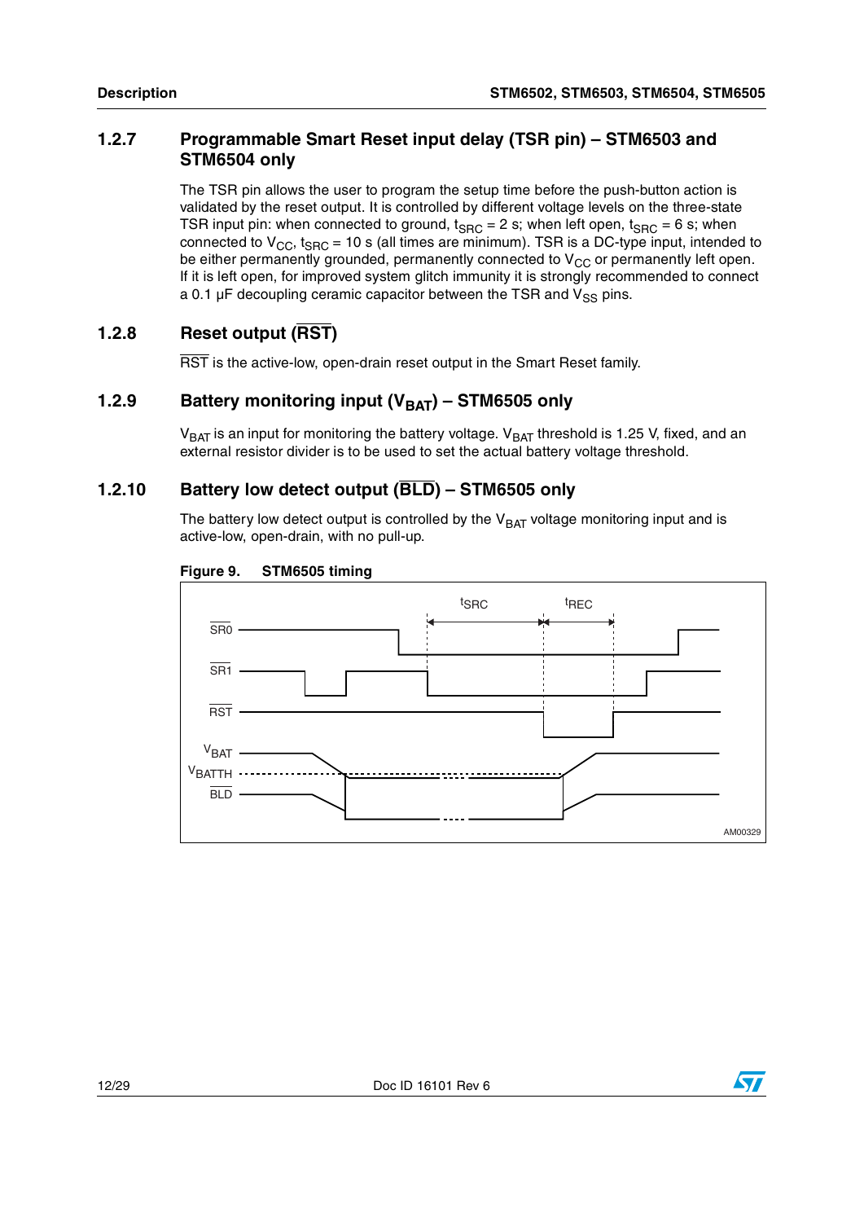### 1.2.7 Programmable Smart Reset input delay (TSR pin) – STM6503 and STM6504 only

The TSR pin allows the user to program the setup time before the push-button action is validated by the reset output. It is controlled by different voltage levels on the three-state TSR input pin: when connected to ground, $t_{SRC}$ = 2 s; when left open, $t_{SRC}$ = 6 s; when connected to $V_{CC}$, $t_{SRC}$ = 10 s (all times are minimum). TSR is a DC-type input, intended to be either permanently grounded, permanently connected to $V_{CC}$ or permanently left open. If it is left open, for improved system glitch immunity it is strongly recommended to connect a 0.1 µF decoupling ceramic capacitor between the TSR and $V_{SS}$ pins.

### 1.2.8 Reset output ($\overline{RST}$)

$\overline{RST}$ is the active-low, open-drain reset output in the Smart Reset family.

### 1.2.9 Battery monitoring input ($V_{BAT}$) – STM6505 only

$V_{BAT}$ is an input for monitoring the battery voltage. $V_{BAT}$ threshold is 1.25 V, fixed, and an external resistor divider is to be used to set the actual battery voltage threshold.

### 1.2.10 Battery low detect output ($\overline{BLD}$) – STM6505 only

The battery low detect output is controlled by the $V_{BAT}$ voltage monitoring input and is active-low, open-drain, with no pull-up.

**Figure 9. STM6505 timing**

AM00329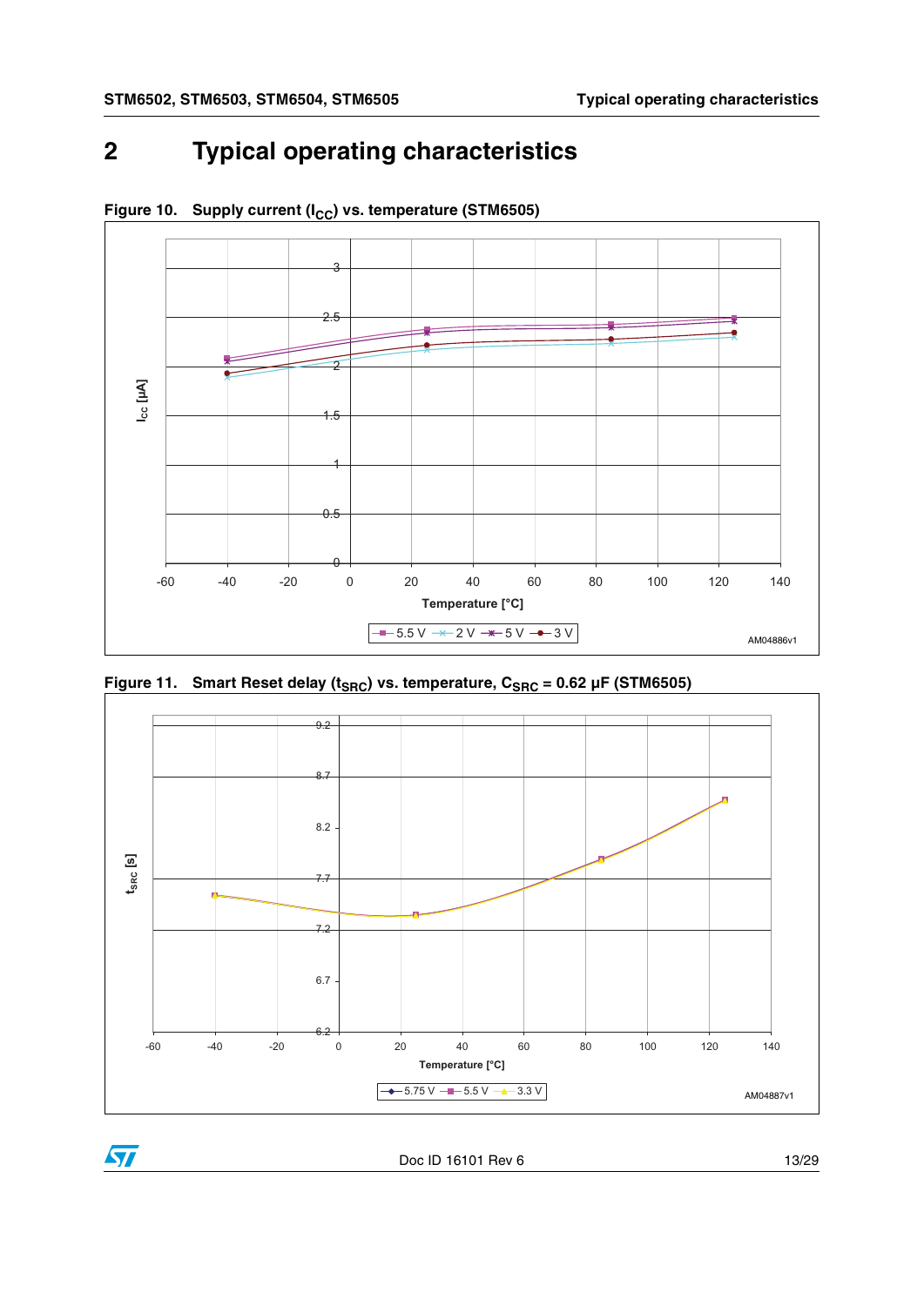## 2 Typical operating characteristics

**Figure 10. Supply current ($I_{CC}$) vs. temperature (STM6505)**

**Figure 11. Smart Reset delay ($t_{SRC}$) vs. temperature, $C_{SRC}$ = 0.62 µF (STM6505)**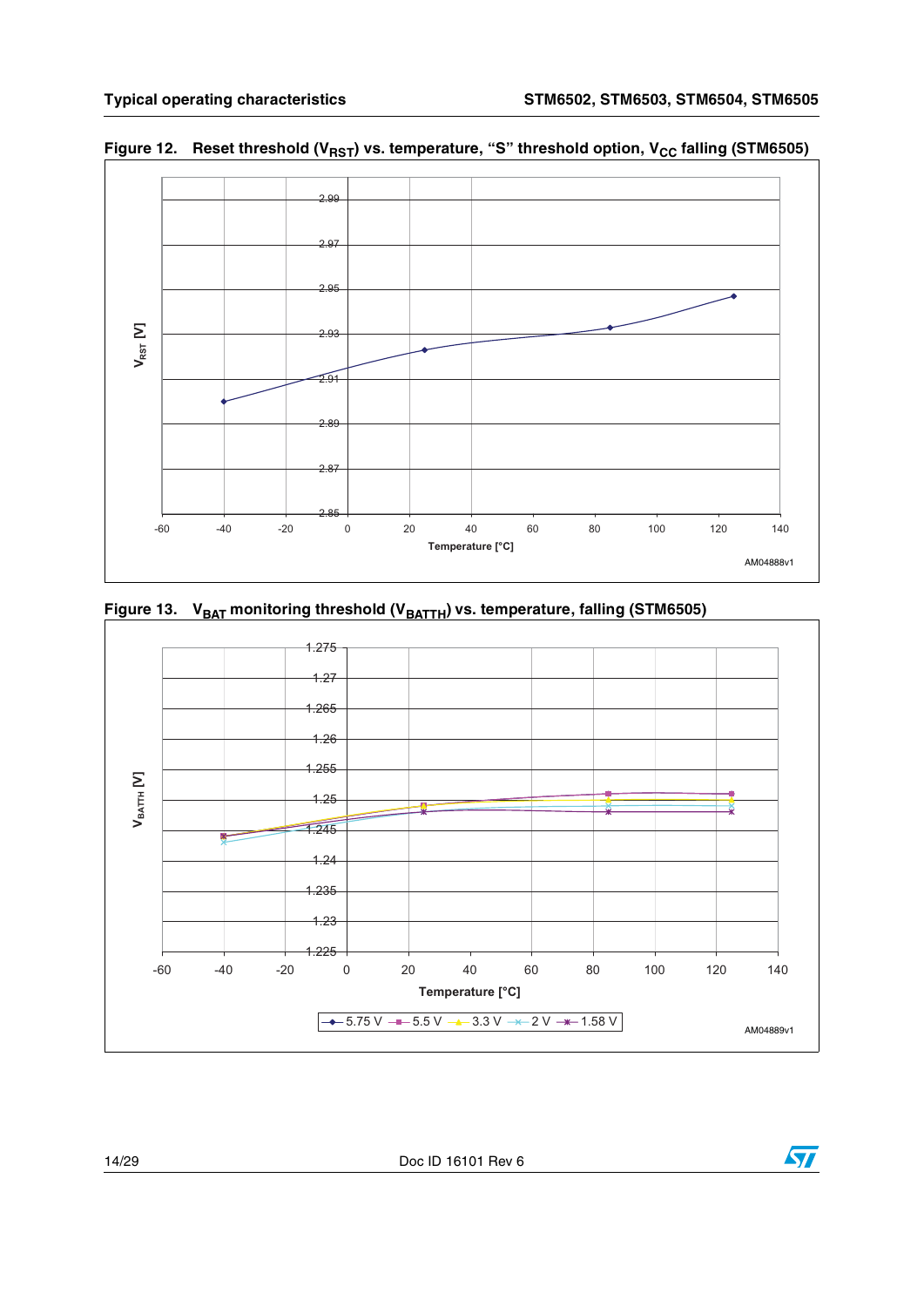Figure 12. Reset threshold ($V_{RST}$) vs. temperature, "S" threshold option, $V_{CC}$ falling (STM6505)

Figure 13. $V_{BAT}$ monitoring threshold ($V_{BATTH}$) vs. temperature, falling (STM6505)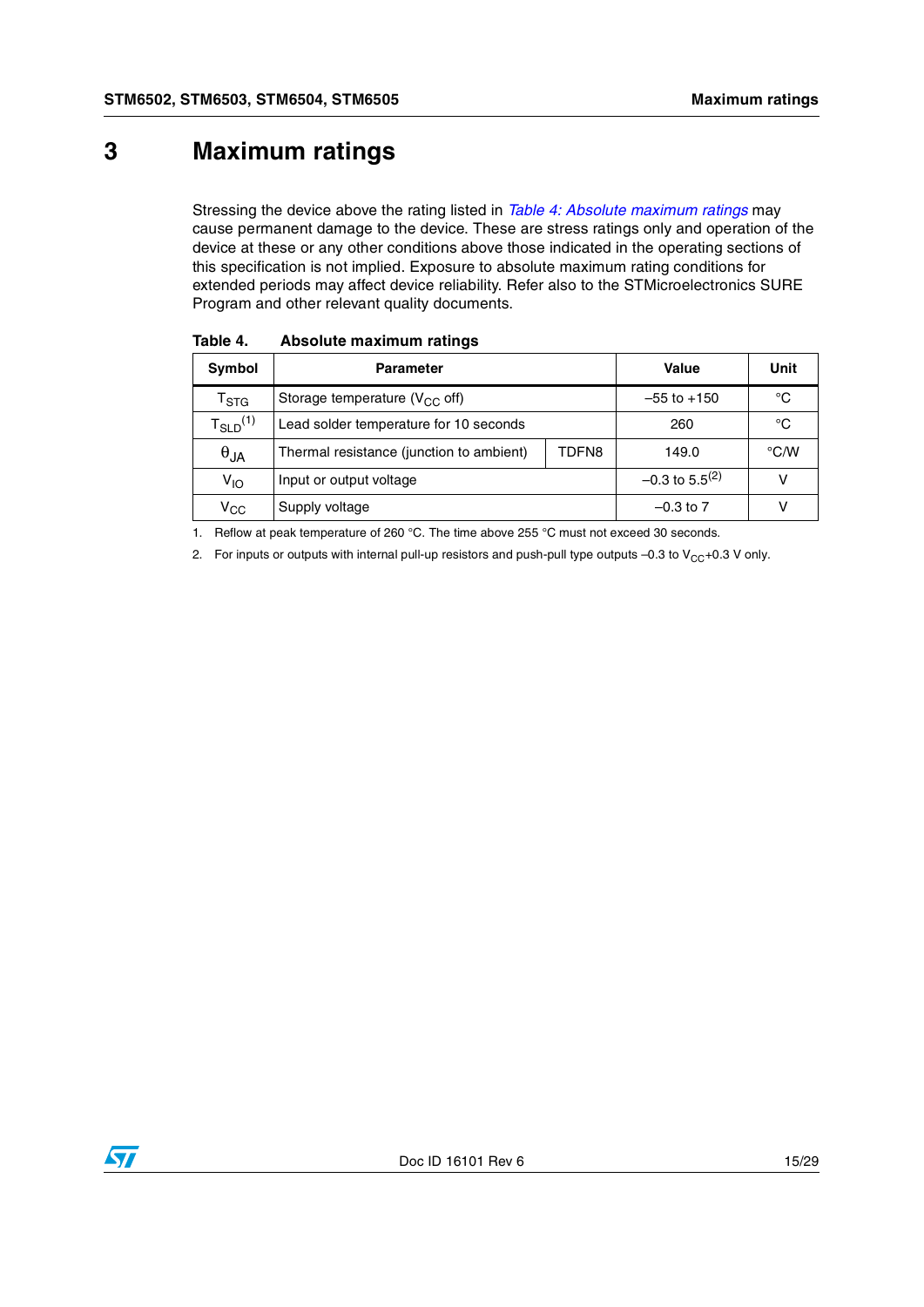# 3 Maximum ratings

Stressing the device above the rating listed in *Table 4: Absolute maximum ratings* may cause permanent damage to the device. These are stress ratings only and operation of the device at these or any other conditions above those indicated in the operating sections of this specification is not implied. Exposure to absolute maximum rating conditions for extended periods may affect device reliability. Refer also to the STMicroelectronics SURE Program and other relevant quality documents.

**Table 4. Absolute maximum ratings**

| Symbol | Parameter | | Value | Unit |
|---|---|---|---|---|
| $T_{STG}$ | Storage temperature ($V_{CC}$ off) | | –55 to +150 | °C |
| $T_{SLD}$[(1)] | Lead solder temperature for 10 seconds | | 260 | °C |
| $\theta_{JA}$ | Thermal resistance (junction to ambient) | TDFN8 | 149.0 | °C/W |
| $V_{IO}$ | Input or output voltage | | –0.3 to 5.5[(2)] | V |
| $V_{CC}$ | Supply voltage | | –0.3 to 7 | V |

1. Reflow at peak temperature of 260 °C. The time above 255 °C must not exceed 30 seconds.
2. For inputs or outputs with internal pull-up resistors and push-pull type outputs –0.3 to $V_{CC}$+0.3 V only.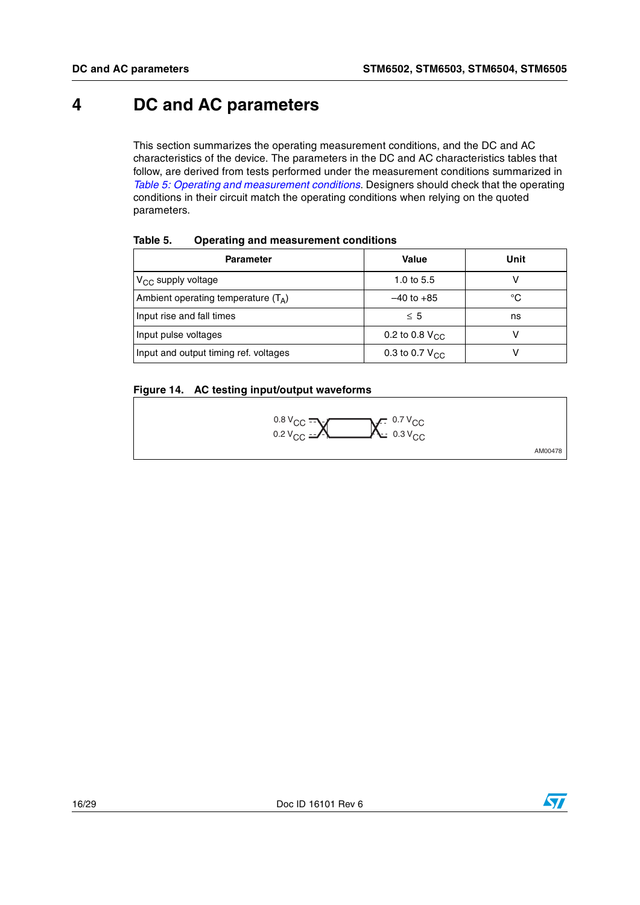# 4 DC and AC parameters

This section summarizes the operating measurement conditions, and the DC and AC characteristics of the device. The parameters in the DC and AC characteristics tables that follow, are derived from tests performed under the measurement conditions summarized in *Table 5: Operating and measurement conditions*. Designers should check that the operating conditions in their circuit match the operating conditions when relying on the quoted parameters.

**Table 5. Operating and measurement conditions**

| Parameter | Value | Unit |
|---|---|---|
| $V_{CC}$ supply voltage | 1.0 to 5.5 | V |
| Ambient operating temperature ($T_A$) | –40 to +85 | °C |
| Input rise and fall times | ≤ 5 | ns |
| Input pulse voltages | 0.2 to 0.8 $V_{CC}$ | V |
| Input and output timing ref. voltages | 0.3 to 0.7 $V_{CC}$ | V |

**Figure 14. AC testing input/output waveforms**

0.8 $V_{CC}$ 0.2 $V_{CC}$ 0.7 $V_{CC}$ 0.3 $V_{CC}$

AM00478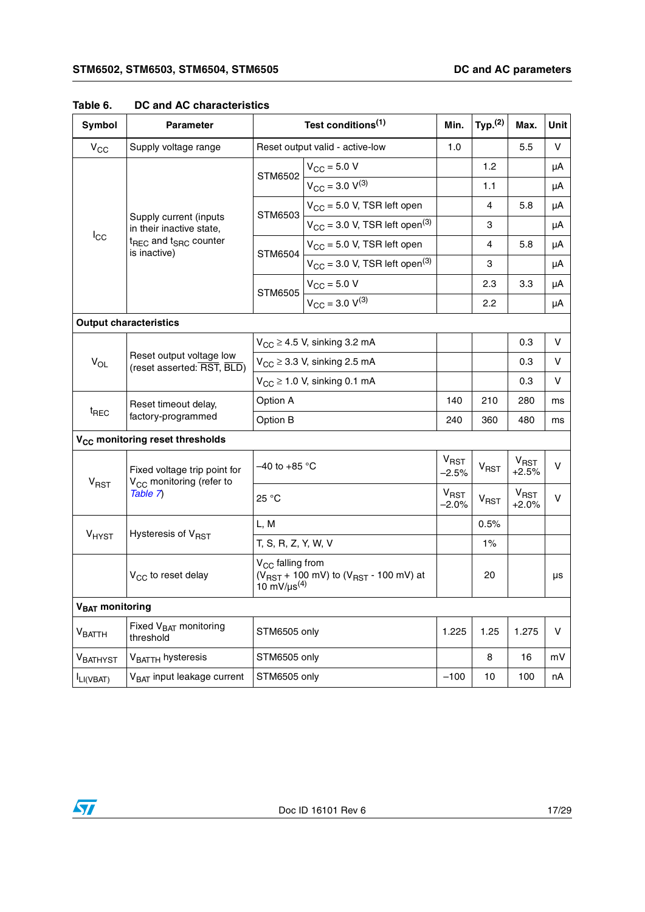**Table 6. DC and AC characteristics**

| Symbol | Parameter | Test conditions(1) | | Min. | Typ.(2) | Max. | Unit |
|---|---|---|---|---|---|---|---|
| $V_{CC}$ | Supply voltage range | Reset output valid - active-low | | 1.0 | | 5.5 | V |
| $I_{CC}$ | Supply current (inputs in their inactive state, $t_{REC}$ and $t_{SRC}$ counter is inactive) | STM6502 | $V_{CC}$ = 5.0 V | | 1.2 | | µA |
| | | | $V_{CC}$ = 3.0 V(3) | | 1.1 | | µA |
| | | STM6503 | $V_{CC}$ = 5.0 V, TSR left open | | 4 | 5.8 | µA |
| | | | $V_{CC}$ = 3.0 V, TSR left open(3) | | 3 | | µA |
| | | STM6504 | $V_{CC}$ = 5.0 V, TSR left open | | 4 | 5.8 | µA |
| | | | $V_{CC}$ = 3.0 V, TSR left open(3) | | 3 | | µA |
| | | STM6505 | $V_{CC}$ = 5.0 V | | 2.3 | 3.3 | µA |
| | | | $V_{CC}$ = 3.0 V(3) | | 2.2 | | µA |
| **Output characteristics** | | | | | | | |
| $V_{OL}$ | Reset output voltage low (reset asserted: $\overline{RST}$, $\overline{BLD}$) | $V_{CC} \geq$ 4.5 V, sinking 3.2 mA | | | | 0.3 | V |
| | | $V_{CC} \geq$ 3.3 V, sinking 2.5 mA | | | | 0.3 | V |
| | | $V_{CC} \geq$ 1.0 V, sinking 0.1 mA | | | | 0.3 | V |
| $t_{REC}$ | Reset timeout delay, factory-programmed | Option A | | 140 | 210 | 280 | ms |
| | | Option B | | 240 | 360 | 480 | ms |
| **$V_{CC}$ monitoring reset thresholds** | | | | | | | |
| $V_{RST}$ | Fixed voltage trip point for $V_{CC}$ monitoring (refer to *Table 7*) | –40 to +85 °C | | $V_{RST}$ –2.5% | $V_{RST}$ | $V_{RST}$ +2.5% | V |
| | | 25 °C | | $V_{RST}$ –2.0% | $V_{RST}$ | $V_{RST}$ +2.0% | V |
| $V_{HYST}$ | Hysteresis of $V_{RST}$ | L, M | | | 0.5% | | |
| | | T, S, R, Z, Y, W, V | | | 1% | | |
| | $V_{CC}$ to reset delay | $V_{CC}$ falling from ($V_{RST}$ + 100 mV) to ($V_{RST}$ - 100 mV) at 10 mV/µs(4) | | | 20 | | µs |
| **$V_{BAT}$ monitoring** | | | | | | | |
| $V_{BATTH}$ | Fixed $V_{BAT}$ monitoring threshold | STM6505 only | | 1.225 | 1.25 | 1.275 | V |
| $V_{BATHYST}$ | $V_{BATTH}$ hysteresis | STM6505 only | | | 8 | 16 | mV |
| $I_{LI(VBAT)}$ | $V_{BAT}$ input leakage current | STM6505 only | | –100 | 10 | 100 | nA |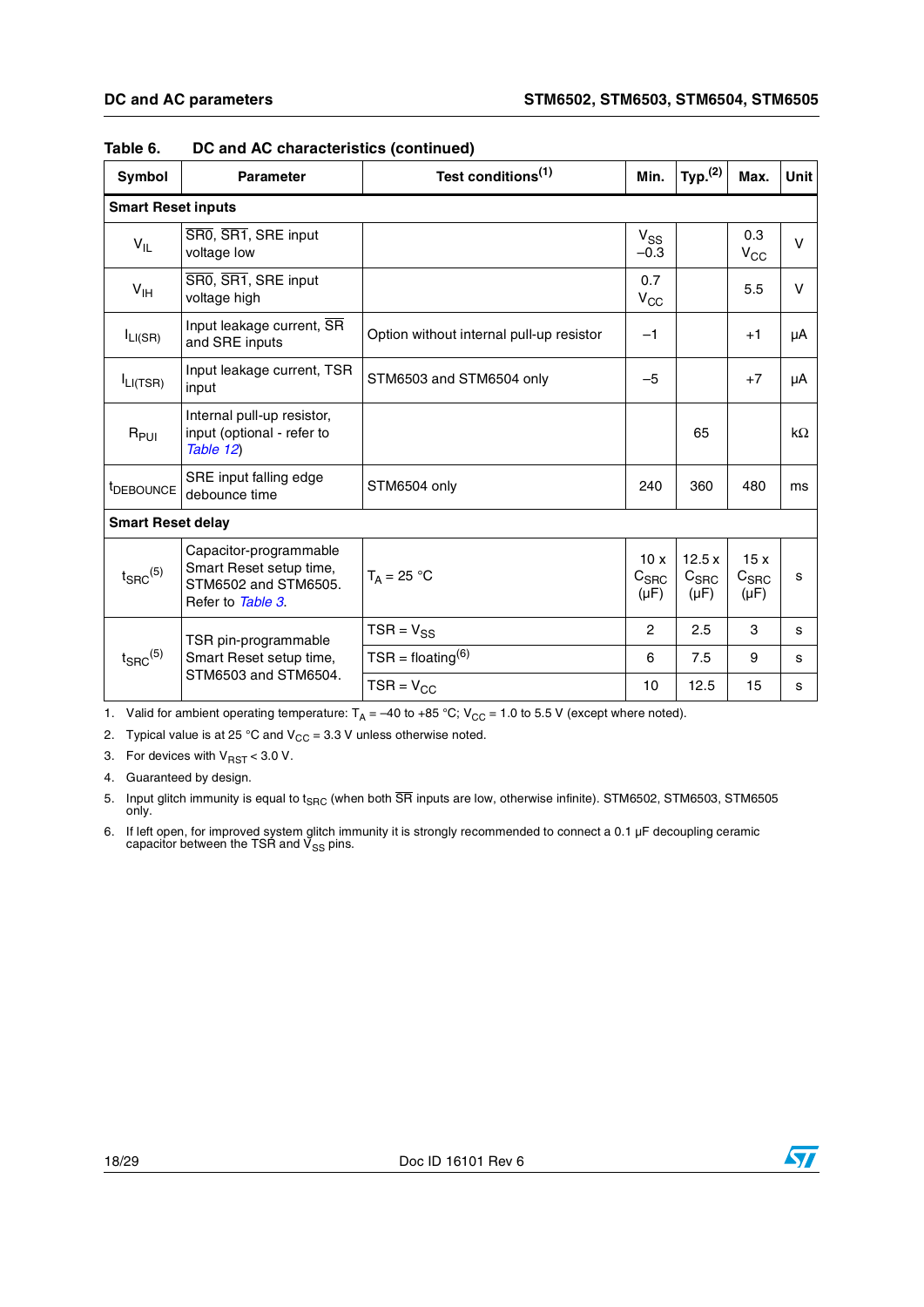**Table 6. DC and AC characteristics (continued)**

| Symbol | Parameter | Test conditions[1] | Min. | Typ.[2] | Max. | Unit |
|---|---|---|---|---|---|---|
| **Smart Reset inputs** | | | | | | |
| $V_{IL}$ | $\overline{SR0}$, $\overline{SR1}$, SRE input voltage low | | $V_{SS}$ –0.3 | | 0.3 $V_{CC}$ | V |
| $V_{IH}$ | $\overline{SR0}$, $\overline{SR1}$, SRE input voltage high | | 0.7 $V_{CC}$ | | 5.5 | V |
| $I_{LI(SR)}$ | Input leakage current, $\overline{SR}$ and SRE inputs | Option without internal pull-up resistor | –1 | | +1 | µA |
| $I_{LI(TSR)}$ | Input leakage current, TSR input | STM6503 and STM6504 only | –5 | | +7 | µA |
| $R_{PUI}$ | Internal pull-up resistor, input (optional - refer to *Table 12*) | | | 65 | | kΩ |
| $t_{DEBOUNCE}$ | SRE input falling edge debounce time | STM6504 only | 240 | 360 | 480 | ms |
| **Smart Reset delay** | | | | | | |
| $t_{SRC}$[5] | Capacitor-programmable Smart Reset setup time, STM6502 and STM6505. Refer to *Table 3*. | $T_A$ = 25 °C | 10 x $C_{SRC}$ (µF) | 12.5 x $C_{SRC}$ (µF) | 15 x $C_{SRC}$ (µF) | s |
| $t_{SRC}$[5] | TSR pin-programmable Smart Reset setup time, STM6503 and STM6504. | TSR = $V_{SS}$ | 2 | 2.5 | 3 | s |
| | | TSR = floating[6] | 6 | 7.5 | 9 | s |
| | | TSR = $V_{CC}$ | 10 | 12.5 | 15 | s |

1. Valid for ambient operating temperature: $T_A$ = –40 to +85 °C; $V_{CC}$ = 1.0 to 5.5 V (except where noted).
2. Typical value is at 25 °C and $V_{CC}$ = 3.3 V unless otherwise noted.
3. For devices with $V_{RST}$ < 3.0 V.
4. Guaranteed by design.
5. Input glitch immunity is equal to $t_{SRC}$ (when both $\overline{SR}$ inputs are low, otherwise infinite). STM6502, STM6503, STM6505 only.
6. If left open, for improved system glitch immunity it is strongly recommended to connect a 0.1 µF decoupling ceramic capacitor between the TSR and $V_{SS}$ pins.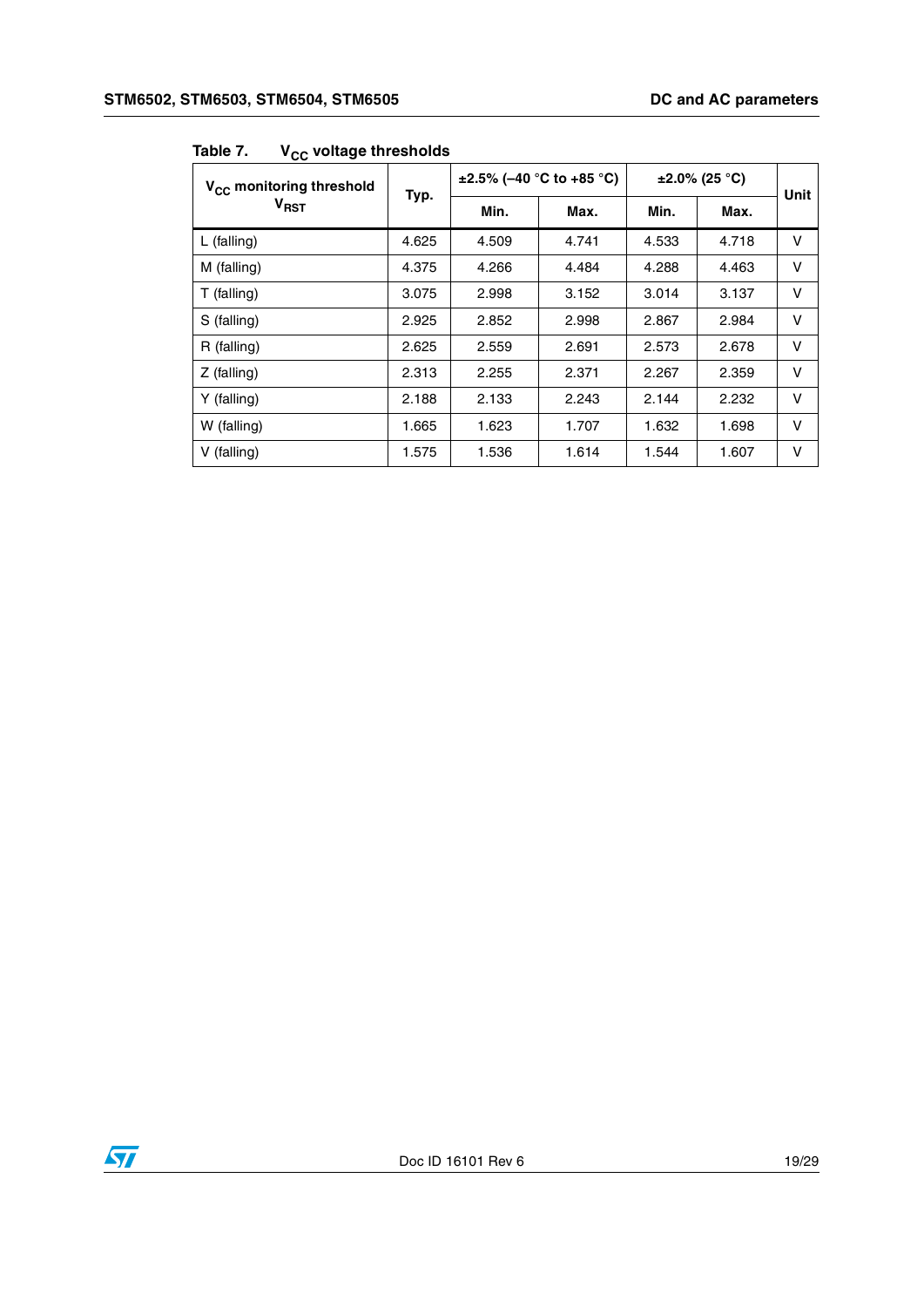Table 7. $V_{CC}$ voltage thresholds

| $V_{CC}$ monitoring threshold $V_{RST}$ | Typ. | ±2.5% (–40 °C to +85 °C) | | ±2.0% (25 °C) | | Unit |
|---|---|---|---|---|---|---|
| | | Min. | Max. | Min. | Max. | |
| L (falling) | 4.625 | 4.509 | 4.741 | 4.533 | 4.718 | V |
| M (falling) | 4.375 | 4.266 | 4.484 | 4.288 | 4.463 | V |
| T (falling) | 3.075 | 2.998 | 3.152 | 3.014 | 3.137 | V |
| S (falling) | 2.925 | 2.852 | 2.998 | 2.867 | 2.984 | V |
| R (falling) | 2.625 | 2.559 | 2.691 | 2.573 | 2.678 | V |
| Z (falling) | 2.313 | 2.255 | 2.371 | 2.267 | 2.359 | V |
| Y (falling) | 2.188 | 2.133 | 2.243 | 2.144 | 2.232 | V |
| W (falling) | 1.665 | 1.623 | 1.707 | 1.632 | 1.698 | V |
| V (falling) | 1.575 | 1.536 | 1.614 | 1.544 | 1.607 | V |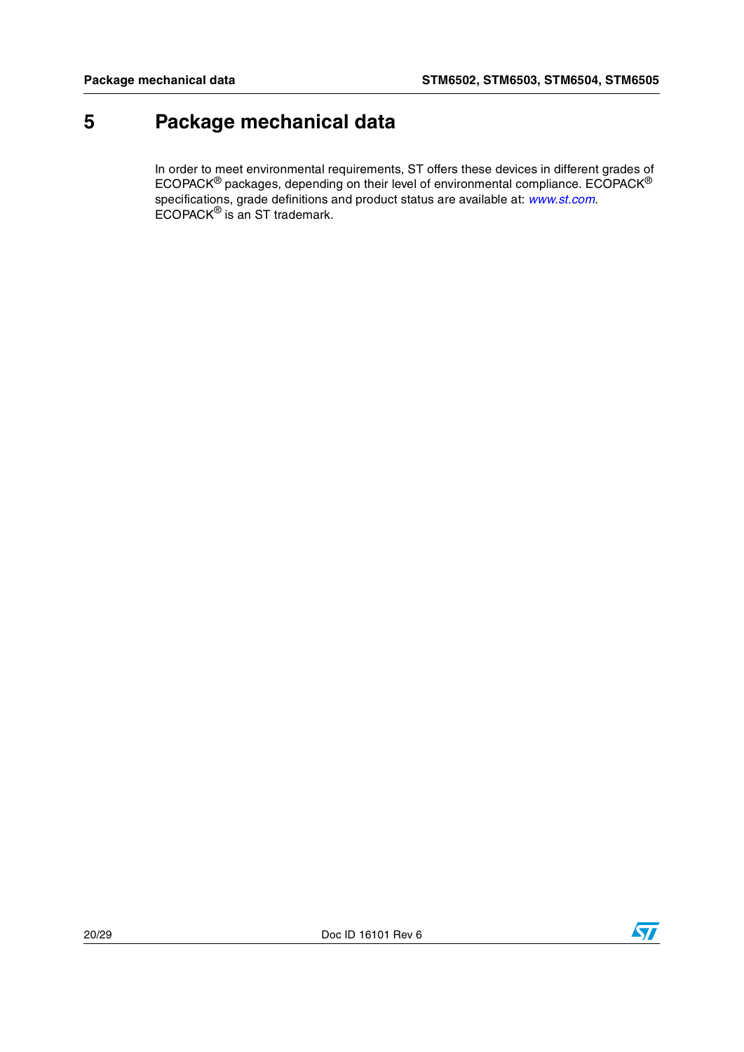# 5 Package mechanical data

In order to meet environmental requirements, ST offers these devices in different grades of ECOPACK® packages, depending on their level of environmental compliance. ECOPACK® specifications, grade definitions and product status are available at: *www.st.com*. ECOPACK® is an ST trademark.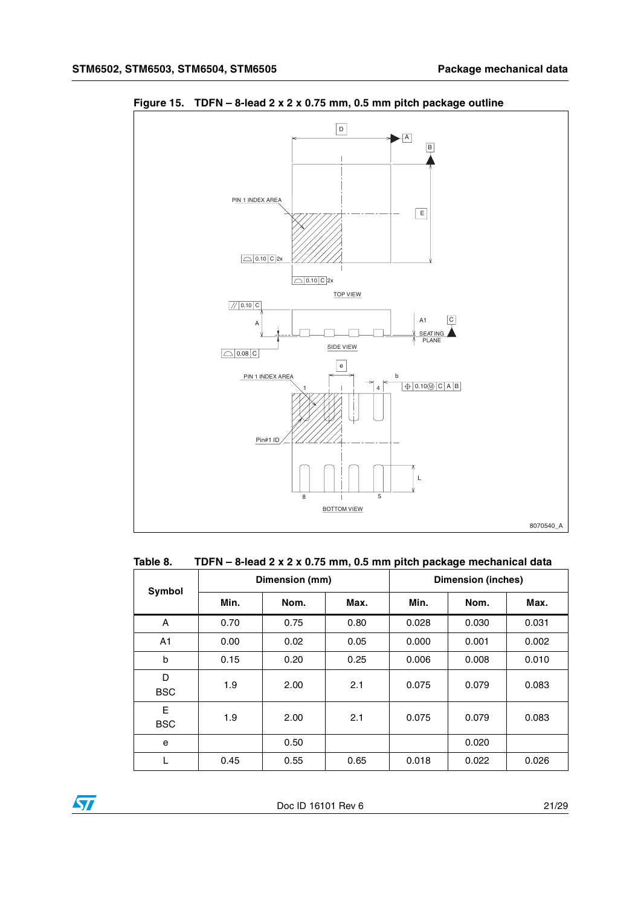Figure 15. TDFN – 8-lead 2 x 2 x 0.75 mm, 0.5 mm pitch package outline

Table 8. TDFN – 8-lead 2 x 2 x 0.75 mm, 0.5 mm pitch package mechanical data

| Symbol | Dimension (mm) | | | Dimension (inches) | | |
|---|---|---|---|---|---|---|
| | Min. | Nom. | Max. | Min. | Nom. | Max. |
| A | 0.70 | 0.75 | 0.80 | 0.028 | 0.030 | 0.031 |
| A1 | 0.00 | 0.02 | 0.05 | 0.000 | 0.001 | 0.002 |
| b | 0.15 | 0.20 | 0.25 | 0.006 | 0.008 | 0.010 |
| D BSC | 1.9 | 2.00 | 2.1 | 0.075 | 0.079 | 0.083 |
| E BSC | 1.9 | 2.00 | 2.1 | 0.075 | 0.079 | 0.083 |
| e | | 0.50 | | | 0.020 | |
| L | 0.45 | 0.55 | 0.65 | 0.018 | 0.022 | 0.026 |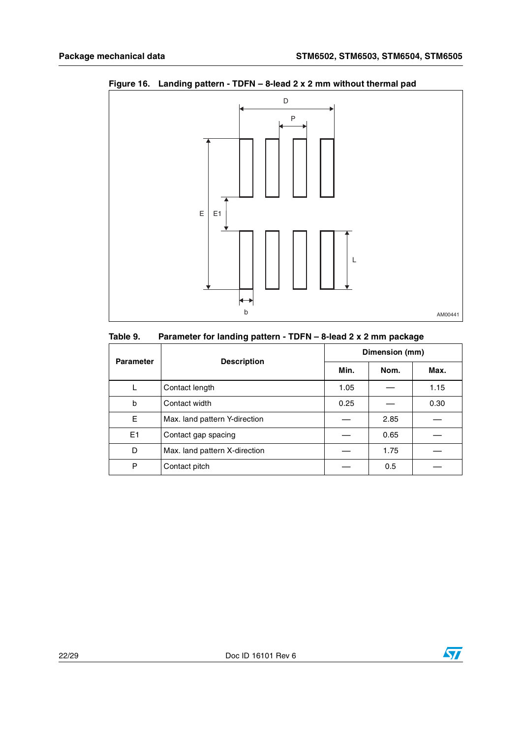Figure 16. Landing pattern - TDFN – 8-lead 2 x 2 mm without thermal pad

Table 9. Parameter for landing pattern - TDFN – 8-lead 2 x 2 mm package

| Parameter | Description | Dimension (mm) | | |
|---|---|---|---|---|
| | | Min. | Nom. | Max. |
| L | Contact length | 1.05 | — | 1.15 |
| b | Contact width | 0.25 | — | 0.30 |
| E | Max. land pattern Y-direction | — | 2.85 | — |
| E1 | Contact gap spacing | — | 0.65 | — |
| D | Max. land pattern X-direction | — | 1.75 | — |
| P | Contact pitch | — | 0.5 | — |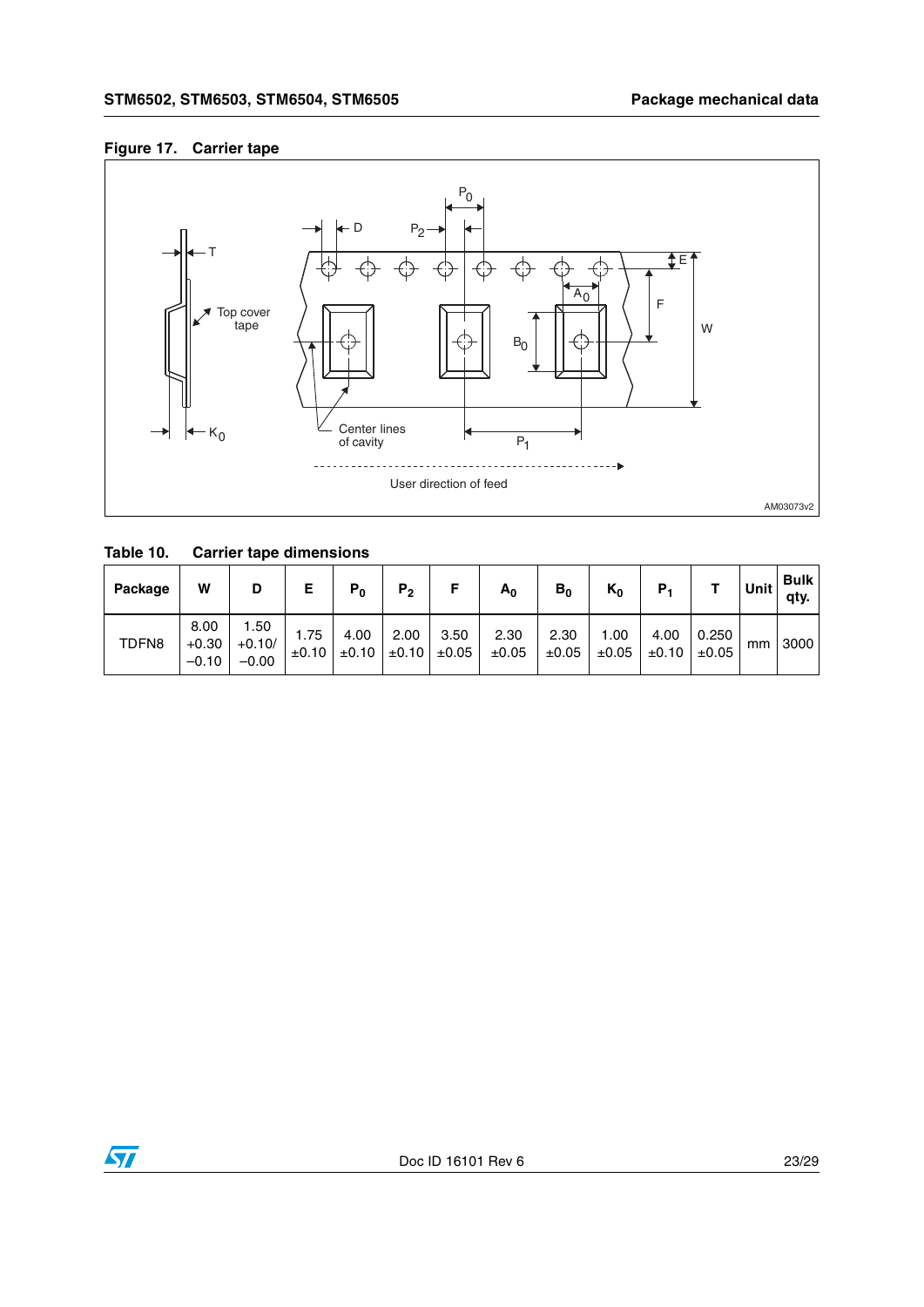**Figure 17. Carrier tape**

**Table 10. Carrier tape dimensions**

| Package | W | D | E | $P_0$ | $P_2$ | F | $A_0$ | $B_0$ | $K_0$ | $P_1$ | T | Unit | Bulk qty. |
|---|---|---|---|---|---|---|---|---|---|---|---|---|---|
| TDFN8 | 8.00 +0.30 –0.10 | 1.50 +0.10/ –0.00 | 1.75 ±0.10 | 4.00 ±0.10 | 2.00 ±0.10 | 3.50 ±0.05 | 2.30 ±0.05 | 2.30 ±0.05 | 1.00 ±0.05 | 4.00 ±0.10 | 0.250 ±0.05 | mm | 3000 |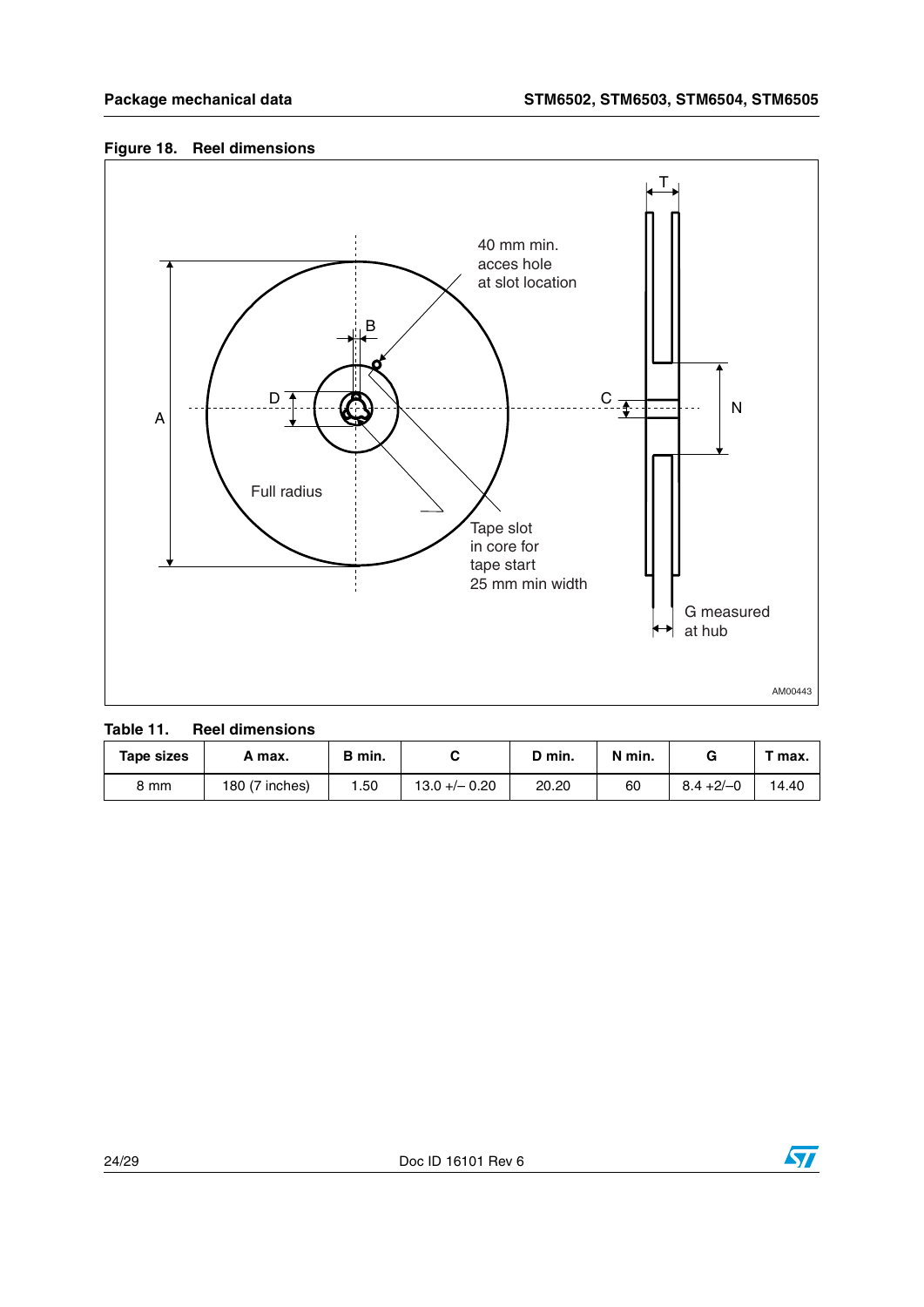**Figure 18. Reel dimensions**

40 mm min. acces hole at slot location

Full radius

Tape slot in core for tape start 25 mm min width

G measured at hub

AM00443

**Table 11. Reel dimensions**

| Tape sizes | A max. | B min. | C | D min. | N min. | G | T max. |
|---|---|---|---|---|---|---|---|
| 8 mm | 180 (7 inches) | 1.50 | 13.0 +/– 0.20 | 20.20 | 60 | 8.4 +2/–0 | 14.40 |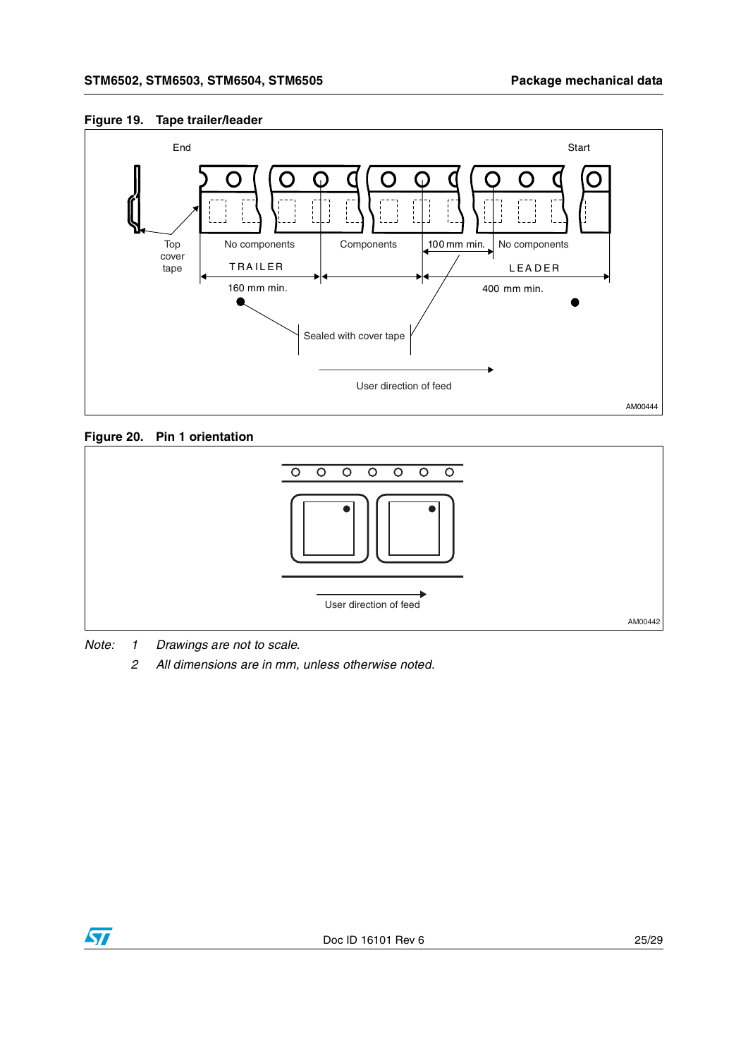**Figure 19. Tape trailer/leader**

End — Start

Top cover tape

No components | Components | 100 mm min. | No components

TRAILER — 160 mm min.

LEADER — 400 mm min.

Sealed with cover tape

User direction of feed

AM00444

**Figure 20. Pin 1 orientation**

User direction of feed

AM00442

*Note: 1 Drawings are not to scale.*

*2 All dimensions are in mm, unless otherwise noted.*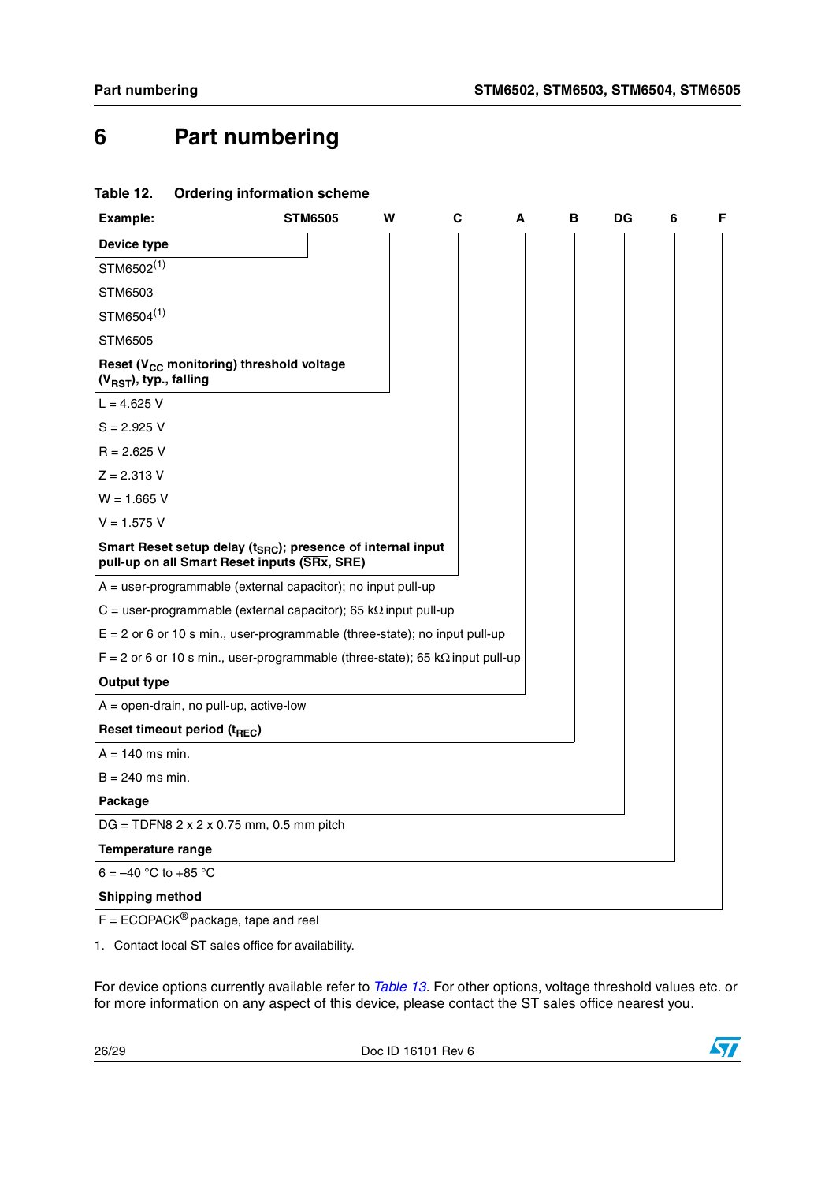# 6 Part numbering

**Table 12. Ordering information scheme**

| Example: | STM6505 | W | C | A | B | DG | 6 | F |
|---|---|---|---|---|---|---|---|---|

**Device type**

STM6502[(1)]

STM6503

STM6504[(1)]

STM6505

**Reset ($V_{CC}$ monitoring) threshold voltage ($V_{RST}$), typ., falling**

L = 4.625 V

S = 2.925 V

R = 2.625 V

Z = 2.313 V

W = 1.665 V

V = 1.575 V

**Smart Reset setup delay ($t_{SRC}$); presence of internal input pull-up on all Smart Reset inputs ($\overline{SRx}$, SRE)**

A = user-programmable (external capacitor); no input pull-up

C = user-programmable (external capacitor); 65 kΩ input pull-up

E = 2 or 6 or 10 s min., user-programmable (three-state); no input pull-up

F = 2 or 6 or 10 s min., user-programmable (three-state); 65 kΩ input pull-up

**Output type**

A = open-drain, no pull-up, active-low

**Reset timeout period ($t_{REC}$)**

A = 140 ms min.

B = 240 ms min.

**Package**

DG = TDFN8 2 x 2 x 0.75 mm, 0.5 mm pitch

**Temperature range**

6 = –40 °C to +85 °C

**Shipping method**

F = ECOPACK® package, tape and reel

1. Contact local ST sales office for availability.

For device options currently available refer to *Table 13*. For other options, voltage threshold values etc. or for more information on any aspect of this device, please contact the ST sales office nearest you.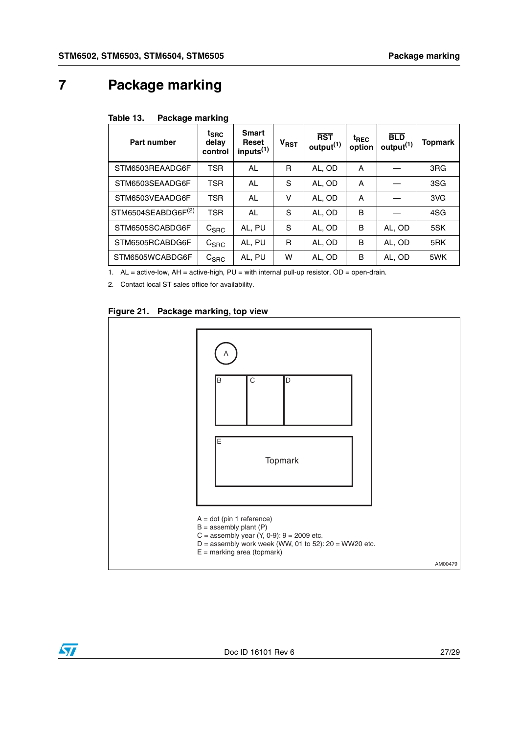# 7 Package marking

Table 13. Package marking

| Part number | $t_{SRC}$ delay control | Smart Reset inputs[1] | $V_{RST}$ | $\overline{RST}$ output[1] | $t_{REC}$ option | $\overline{BLD}$ output[1] | Topmark |
|---|---|---|---|---|---|---|---|
| STM6503REAADG6F | TSR | AL | R | AL, OD | A | — | 3RG |
| STM6503SEAADG6F | TSR | AL | S | AL, OD | A | — | 3SG |
| STM6503VEAADG6F | TSR | AL | V | AL, OD | A | — | 3VG |
| STM6504SEABDG6F[2] | TSR | AL | S | AL, OD | B | — | 4SG |
| STM6505SCABDG6F | $C_{SRC}$ | AL, PU | S | AL, OD | B | AL, OD | 5SK |
| STM6505RCABDG6F | $C_{SRC}$ | AL, PU | R | AL, OD | B | AL, OD | 5RK |
| STM6505WCABDG6F | $C_{SRC}$ | AL, PU | W | AL, OD | B | AL, OD | 5WK |

1. AL = active-low, AH = active-high, PU = with internal pull-up resistor, OD = open-drain.
2. Contact local ST sales office for availability.

Figure 21. Package marking, top view

A = dot (pin 1 reference)
B = assembly plant (P)
C = assembly year (Y, 0-9): 9 = 2009 etc.
D = assembly work week (WW, 01 to 52): 20 = WW20 etc.
E = marking area (topmark)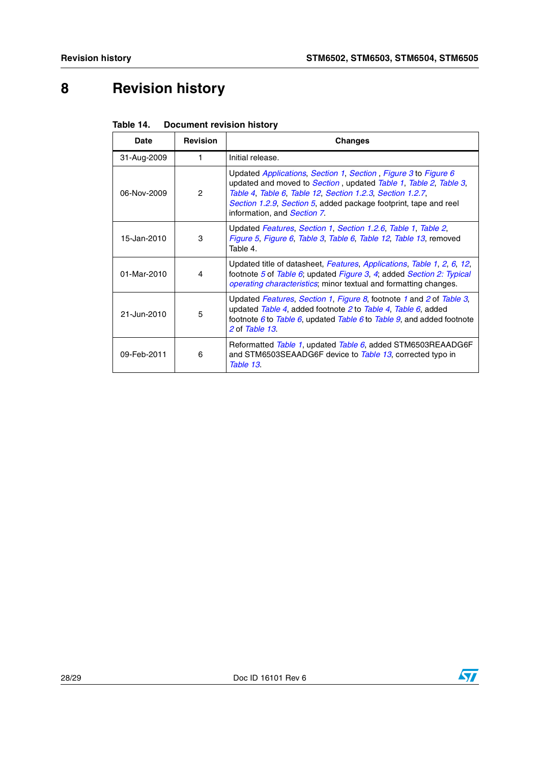# 8 Revision history

**Table 14. Document revision history**

| Date | Revision | Changes |
|---|---|---|
| 31-Aug-2009 | 1 | Initial release. |
| 06-Nov-2009 | 2 | Updated *Applications*, *Section 1*, *Section* , *Figure 3* to *Figure 6* updated and moved to *Section* , updated *Table 1*, *Table 2*, *Table 3*, *Table 4*, *Table 6*, *Table 12*, *Section 1.2.3*, *Section 1.2.7*, *Section 1.2.9*, *Section 5*, added package footprint, tape and reel information, and *Section 7*. |
| 15-Jan-2010 | 3 | Updated *Features*, *Section 1*, *Section 1.2.6*, *Table 1*, *Table 2*, *Figure 5*, *Figure 6*, *Table 3*, *Table 6*, *Table 12*, *Table 13*, removed Table 4. |
| 01-Mar-2010 | 4 | Updated title of datasheet, *Features*, *Applications*, *Table 1*, *2*, *6*, *12*, footnote *5* of *Table 6*; updated *Figure 3*, *4*; added *Section 2: Typical operating characteristics*; minor textual and formatting changes. |
| 21-Jun-2010 | 5 | Updated *Features*, *Section 1*, *Figure 8*, footnote *1* and *2* of *Table 3*, updated *Table 4*, added footnote *2* to *Table 4*, *Table 6*, added footnote *6* to *Table 6*, updated *Table 6* to *Table 9*, and added footnote *2* of *Table 13*. |
| 09-Feb-2011 | 6 | Reformatted *Table 1*, updated *Table 6*, added STM6503REAADG6F and STM6503SEAADG6F device to *Table 13*, corrected typo in *Table 13*. |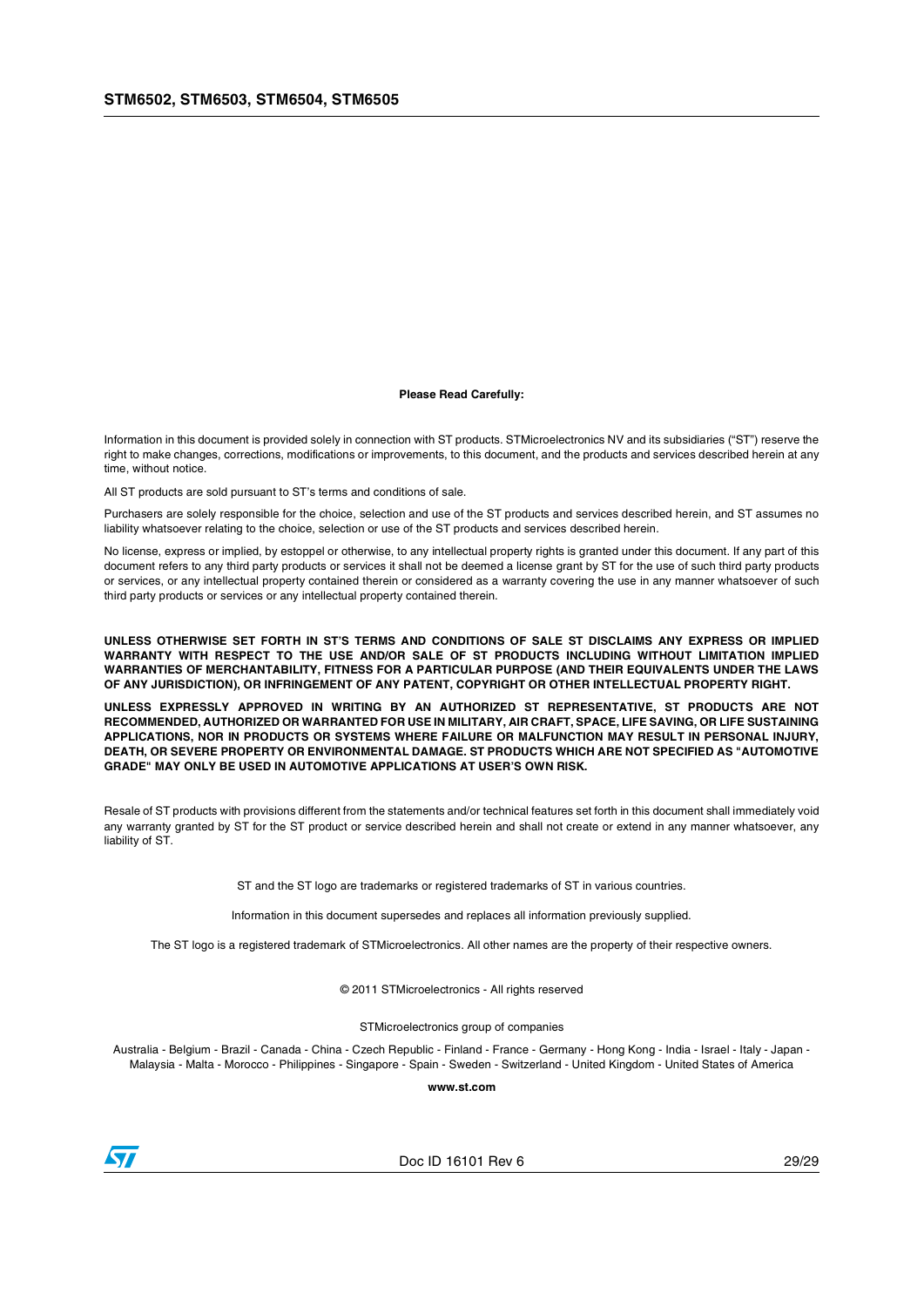**Please Read Carefully:**

Information in this document is provided solely in connection with ST products. STMicroelectronics NV and its subsidiaries (“ST”) reserve the right to make changes, corrections, modifications or improvements, to this document, and the products and services described herein at any time, without notice.

All ST products are sold pursuant to ST’s terms and conditions of sale.

Purchasers are solely responsible for the choice, selection and use of the ST products and services described herein, and ST assumes no liability whatsoever relating to the choice, selection or use of the ST products and services described herein.

No license, express or implied, by estoppel or otherwise, to any intellectual property rights is granted under this document. If any part of this document refers to any third party products or services it shall not be deemed a license grant by ST for the use of such third party products or services, or any intellectual property contained therein or considered as a warranty covering the use in any manner whatsoever of such third party products or services or any intellectual property contained therein.

**UNLESS OTHERWISE SET FORTH IN ST’S TERMS AND CONDITIONS OF SALE ST DISCLAIMS ANY EXPRESS OR IMPLIED WARRANTY WITH RESPECT TO THE USE AND/OR SALE OF ST PRODUCTS INCLUDING WITHOUT LIMITATION IMPLIED WARRANTIES OF MERCHANTABILITY, FITNESS FOR A PARTICULAR PURPOSE (AND THEIR EQUIVALENTS UNDER THE LAWS OF ANY JURISDICTION), OR INFRINGEMENT OF ANY PATENT, COPYRIGHT OR OTHER INTELLECTUAL PROPERTY RIGHT.**

**UNLESS EXPRESSLY APPROVED IN WRITING BY AN AUTHORIZED ST REPRESENTATIVE, ST PRODUCTS ARE NOT RECOMMENDED, AUTHORIZED OR WARRANTED FOR USE IN MILITARY, AIR CRAFT, SPACE, LIFE SAVING, OR LIFE SUSTAINING APPLICATIONS, NOR IN PRODUCTS OR SYSTEMS WHERE FAILURE OR MALFUNCTION MAY RESULT IN PERSONAL INJURY, DEATH, OR SEVERE PROPERTY OR ENVIRONMENTAL DAMAGE. ST PRODUCTS WHICH ARE NOT SPECIFIED AS "AUTOMOTIVE GRADE" MAY ONLY BE USED IN AUTOMOTIVE APPLICATIONS AT USER’S OWN RISK.**

Resale of ST products with provisions different from the statements and/or technical features set forth in this document shall immediately void any warranty granted by ST for the ST product or service described herein and shall not create or extend in any manner whatsoever, any liability of ST.

ST and the ST logo are trademarks or registered trademarks of ST in various countries.

Information in this document supersedes and replaces all information previously supplied.

The ST logo is a registered trademark of STMicroelectronics. All other names are the property of their respective owners.

© 2011 STMicroelectronics - All rights reserved

STMicroelectronics group of companies

Australia - Belgium - Brazil - Canada - China - Czech Republic - Finland - France - Germany - Hong Kong - India - Israel - Italy - Japan - Malaysia - Malta - Morocco - Philippines - Singapore - Spain - Sweden - Switzerland - United Kingdom - United States of America

**www.st.com**